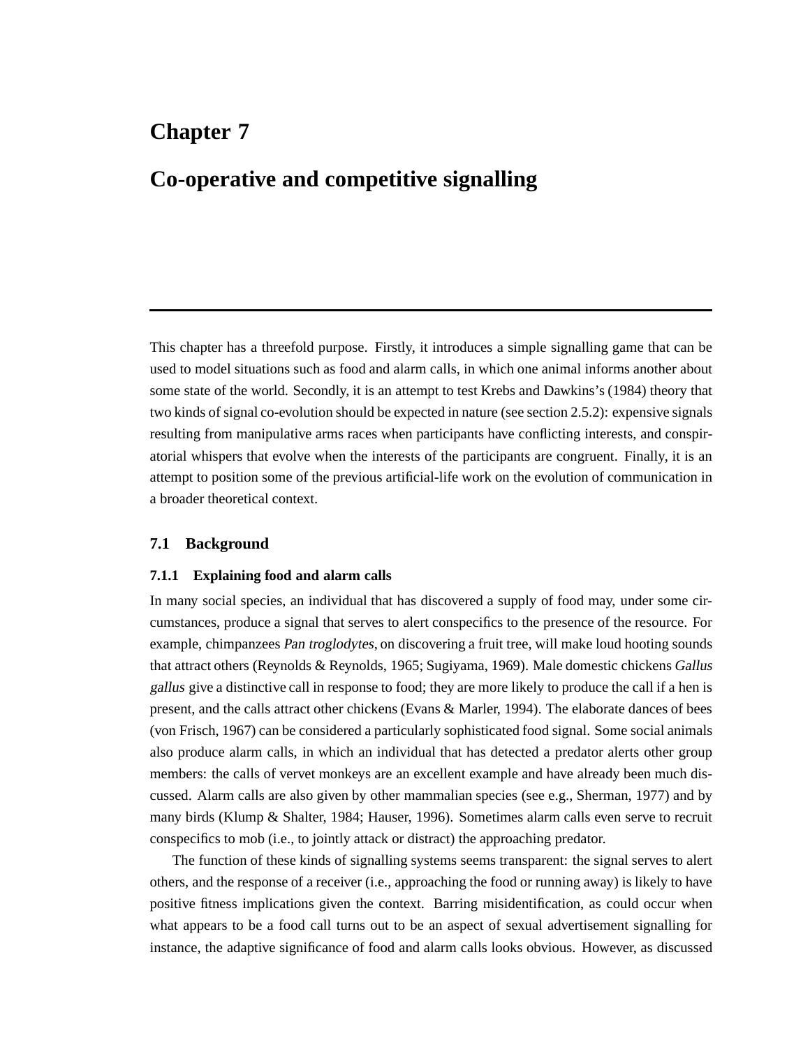# Chapter 7

# Co-operative and competitive signalling

---

This chapter has a threefold purpose. Firstly, it introduces a simple signalling game that can be used to model situations such as food and alarm calls, in which one animal informs another about some state of the world. Secondly, it is an attempt to test Krebs and Dawkins's (1984) theory that two kinds of signal co-evolution should be expected in nature (see section 2.5.2): expensive signals resulting from manipulative arms races when participants have conflicting interests, and conspiratorial whispers that evolve when the interests of the participants are congruent. Finally, it is an attempt to position some of the previous artificial-life work on the evolution of communication in a broader theoretical context.

## 7.1 Background

### 7.1.1 Explaining food and alarm calls

In many social species, an individual that has discovered a supply of food may, under some circumstances, produce a signal that serves to alert conspecifics to the presence of the resource. For example, chimpanzees *Pan troglodytes*, on discovering a fruit tree, will make loud hooting sounds that attract others (Reynolds & Reynolds, 1965; Sugiyama, 1969). Male domestic chickens *Gallus gallus* give a distinctive call in response to food; they are more likely to produce the call if a hen is present, and the calls attract other chickens (Evans & Marler, 1994). The elaborate dances of bees (von Frisch, 1967) can be considered a particularly sophisticated food signal. Some social animals also produce alarm calls, in which an individual that has detected a predator alerts other group members: the calls of vervet monkeys are an excellent example and have already been much discussed. Alarm calls are also given by other mammalian species (see e.g., Sherman, 1977) and by many birds (Klump & Shalter, 1984; Hauser, 1996). Sometimes alarm calls even serve to recruit conspecifics to mob (i.e., to jointly attack or distract) the approaching predator.

The function of these kinds of signalling systems seems transparent: the signal serves to alert others, and the response of a receiver (i.e., approaching the food or running away) is likely to have positive fitness implications given the context. Barring misidentification, as could occur when what appears to be a food call turns out to be an aspect of sexual advertisement signalling for instance, the adaptive significance of food and alarm calls looks obvious. However, as discussed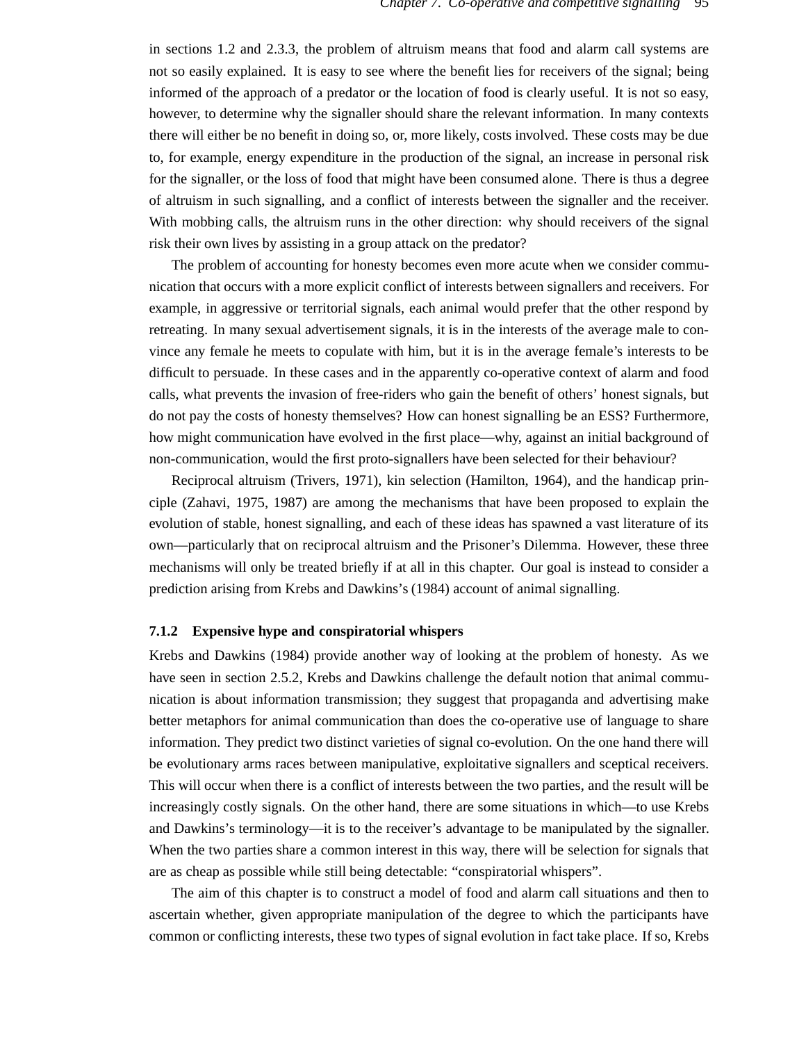in sections 1.2 and 2.3.3, the problem of altruism means that food and alarm call systems are not so easily explained. It is easy to see where the benefit lies for receivers of the signal; being informed of the approach of a predator or the location of food is clearly useful. It is not so easy, however, to determine why the signaller should share the relevant information. In many contexts there will either be no benefit in doing so, or, more likely, costs involved. These costs may be due to, for example, energy expenditure in the production of the signal, an increase in personal risk for the signaller, or the loss of food that might have been consumed alone. There is thus a degree of altruism in such signalling, and a conflict of interests between the signaller and the receiver. With mobbing calls, the altruism runs in the other direction: why should receivers of the signal risk their own lives by assisting in a group attack on the predator?

The problem of accounting for honesty becomes even more acute when we consider communication that occurs with a more explicit conflict of interests between signallers and receivers. For example, in aggressive or territorial signals, each animal would prefer that the other respond by retreating. In many sexual advertisement signals, it is in the interests of the average male to convince any female he meets to copulate with him, but it is in the average female's interests to be difficult to persuade. In these cases and in the apparently co-operative context of alarm and food calls, what prevents the invasion of free-riders who gain the benefit of others' honest signals, but do not pay the costs of honesty themselves? How can honest signalling be an ESS? Furthermore, how might communication have evolved in the first place—why, against an initial background of non-communication, would the first proto-signallers have been selected for their behaviour?

Reciprocal altruism (Trivers, 1971), kin selection (Hamilton, 1964), and the handicap principle (Zahavi, 1975, 1987) are among the mechanisms that have been proposed to explain the evolution of stable, honest signalling, and each of these ideas has spawned a vast literature of its own—particularly that on reciprocal altruism and the Prisoner's Dilemma. However, these three mechanisms will only be treated briefly if at all in this chapter. Our goal is instead to consider a prediction arising from Krebs and Dawkins's (1984) account of animal signalling.

### 7.1.2 Expensive hype and conspiratorial whispers

Krebs and Dawkins (1984) provide another way of looking at the problem of honesty. As we have seen in section 2.5.2, Krebs and Dawkins challenge the default notion that animal communication is about information transmission; they suggest that propaganda and advertising make better metaphors for animal communication than does the co-operative use of language to share information. They predict two distinct varieties of signal co-evolution. On the one hand there will be evolutionary arms races between manipulative, exploitative signallers and sceptical receivers. This will occur when there is a conflict of interests between the two parties, and the result will be increasingly costly signals. On the other hand, there are some situations in which—to use Krebs and Dawkins's terminology—it is to the receiver's advantage to be manipulated by the signaller. When the two parties share a common interest in this way, there will be selection for signals that are as cheap as possible while still being detectable: "conspiratorial whispers".

The aim of this chapter is to construct a model of food and alarm call situations and then to ascertain whether, given appropriate manipulation of the degree to which the participants have common or conflicting interests, these two types of signal evolution in fact take place. If so, Krebs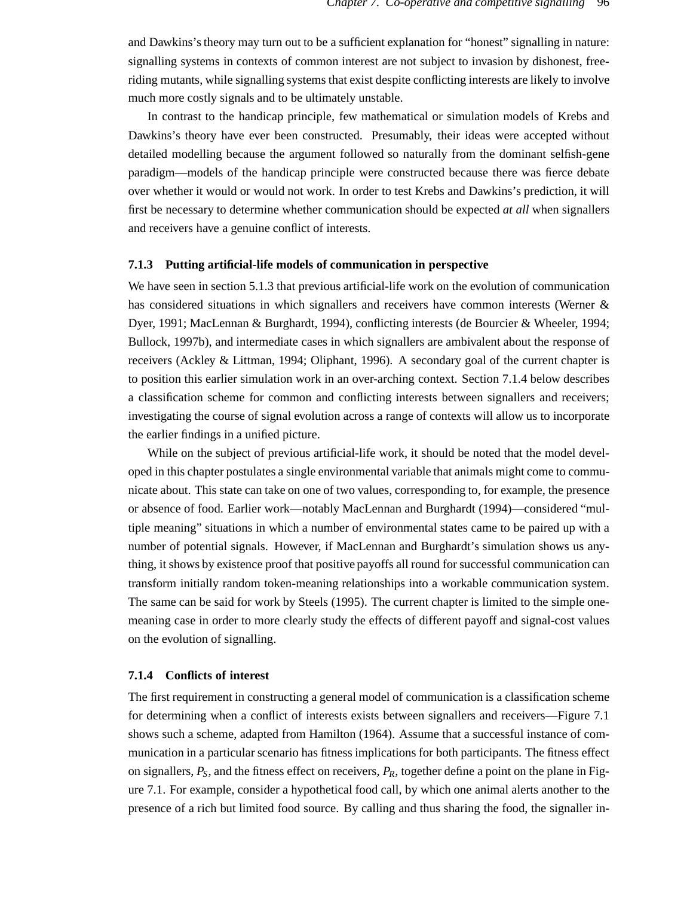and Dawkins's theory may turn out to be a sufficient explanation for "honest" signalling in nature: signalling systems in contexts of common interest are not subject to invasion by dishonest, free-riding mutants, while signalling systems that exist despite conflicting interests are likely to involve much more costly signals and to be ultimately unstable.

In contrast to the handicap principle, few mathematical or simulation models of Krebs and Dawkins's theory have ever been constructed. Presumably, their ideas were accepted without detailed modelling because the argument followed so naturally from the dominant selfish-gene paradigm—models of the handicap principle were constructed because there was fierce debate over whether it would or would not work. In order to test Krebs and Dawkins's prediction, it will first be necessary to determine whether communication should be expected *at all* when signallers and receivers have a genuine conflict of interests.

### 7.1.3 Putting artificial-life models of communication in perspective

We have seen in section 5.1.3 that previous artificial-life work on the evolution of communication has considered situations in which signallers and receivers have common interests (Werner & Dyer, 1991; MacLennan & Burghardt, 1994), conflicting interests (de Bourcier & Wheeler, 1994; Bullock, 1997b), and intermediate cases in which signallers are ambivalent about the response of receivers (Ackley & Littman, 1994; Oliphant, 1996). A secondary goal of the current chapter is to position this earlier simulation work in an over-arching context. Section 7.1.4 below describes a classification scheme for common and conflicting interests between signallers and receivers; investigating the course of signal evolution across a range of contexts will allow us to incorporate the earlier findings in a unified picture.

While on the subject of previous artificial-life work, it should be noted that the model developed in this chapter postulates a single environmental variable that animals might come to communicate about. This state can take on one of two values, corresponding to, for example, the presence or absence of food. Earlier work—notably MacLennan and Burghardt (1994)—considered "multiple meaning" situations in which a number of environmental states came to be paired up with a number of potential signals. However, if MacLennan and Burghardt's simulation shows us anything, it shows by existence proof that positive payoffs all round for successful communication can transform initially random token-meaning relationships into a workable communication system. The same can be said for work by Steels (1995). The current chapter is limited to the simple one-meaning case in order to more clearly study the effects of different payoff and signal-cost values on the evolution of signalling.

### 7.1.4 Conflicts of interest

The first requirement in constructing a general model of communication is a classification scheme for determining when a conflict of interests exists between signallers and receivers—Figure 7.1 shows such a scheme, adapted from Hamilton (1964). Assume that a successful instance of communication in a particular scenario has fitness implications for both participants. The fitness effect on signallers, $P_S$, and the fitness effect on receivers, $P_R$, together define a point on the plane in Figure 7.1. For example, consider a hypothetical food call, by which one animal alerts another to the presence of a rich but limited food source. By calling and thus sharing the food, the signaller in-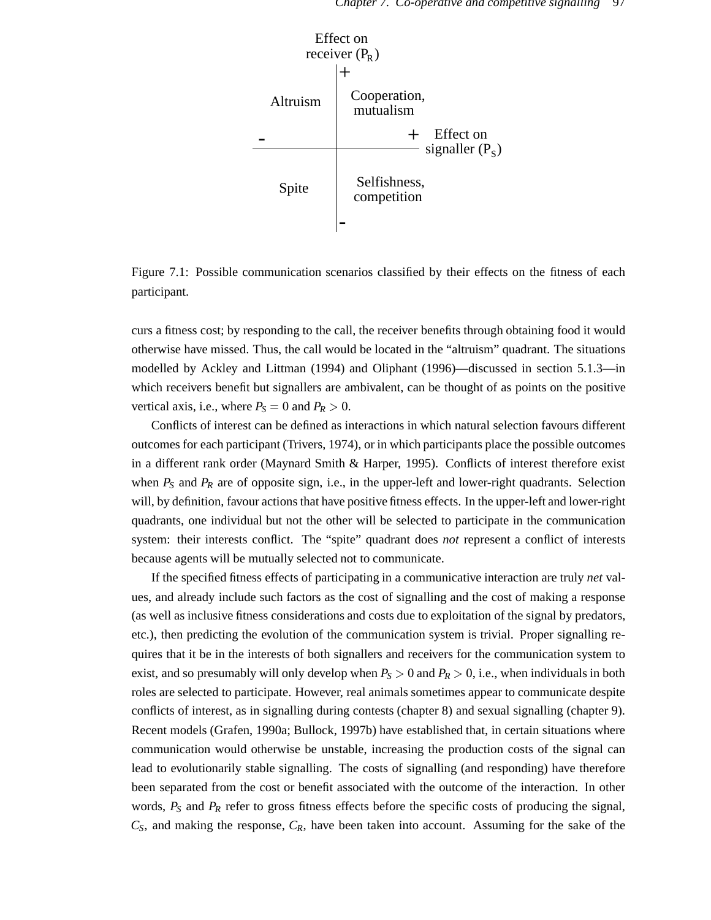Effect on receiver ($P_R$)

| | |
|---|---|
| Altruism | Cooperation, mutualism |
| Spite | Selfishness, competition |

Effect on signaller ($P_S$)

Figure 7.1: Possible communication scenarios classified by their effects on the fitness of each participant.

curs a fitness cost; by responding to the call, the receiver benefits through obtaining food it would otherwise have missed. Thus, the call would be located in the "altruism" quadrant. The situations modelled by Ackley and Littman (1994) and Oliphant (1996)—discussed in section 5.1.3—in which receivers benefit but signallers are ambivalent, can be thought of as points on the positive vertical axis, i.e., where $P_S = 0$ and $P_R > 0$.

Conflicts of interest can be defined as interactions in which natural selection favours different outcomes for each participant (Trivers, 1974), or in which participants place the possible outcomes in a different rank order (Maynard Smith & Harper, 1995). Conflicts of interest therefore exist when $P_S$ and $P_R$ are of opposite sign, i.e., in the upper-left and lower-right quadrants. Selection will, by definition, favour actions that have positive fitness effects. In the upper-left and lower-right quadrants, one individual but not the other will be selected to participate in the communication system: their interests conflict. The "spite" quadrant does *not* represent a conflict of interests because agents will be mutually selected not to communicate.

If the specified fitness effects of participating in a communicative interaction are truly *net* values, and already include such factors as the cost of signalling and the cost of making a response (as well as inclusive fitness considerations and costs due to exploitation of the signal by predators, etc.), then predicting the evolution of the communication system is trivial. Proper signalling requires that it be in the interests of both signallers and receivers for the communication system to exist, and so presumably will only develop when $P_S > 0$ and $P_R > 0$, i.e., when individuals in both roles are selected to participate. However, real animals sometimes appear to communicate despite conflicts of interest, as in signalling during contests (chapter 8) and sexual signalling (chapter 9). Recent models (Grafen, 1990a; Bullock, 1997b) have established that, in certain situations where communication would otherwise be unstable, increasing the production costs of the signal can lead to evolutionarily stable signalling. The costs of signalling (and responding) have therefore been separated from the cost or benefit associated with the outcome of the interaction. In other words, $P_S$ and $P_R$ refer to gross fitness effects before the specific costs of producing the signal, $C_S$, and making the response, $C_R$, have been taken into account. Assuming for the sake of the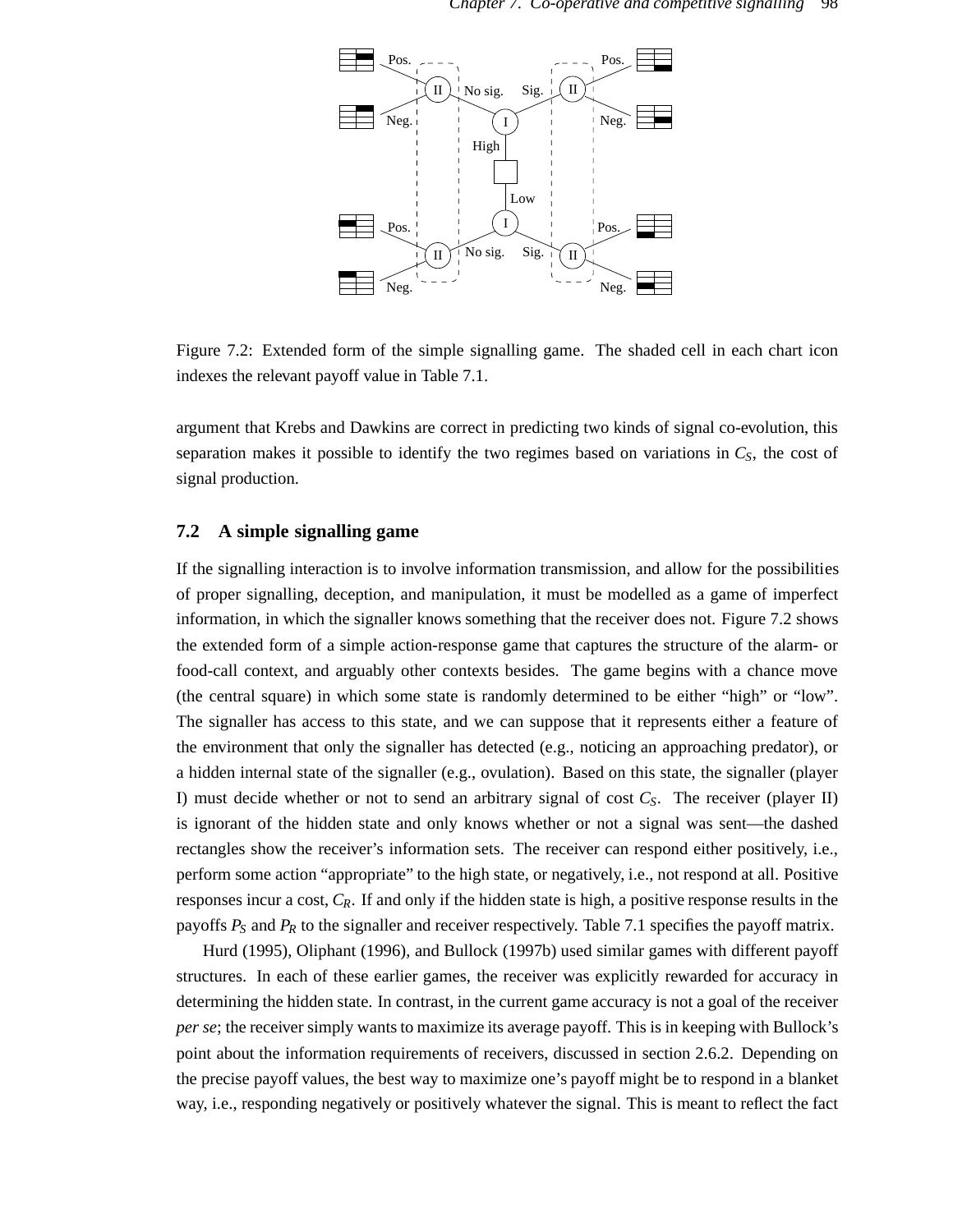Figure 7.2: Extended form of the simple signalling game. The shaded cell in each chart icon indexes the relevant payoff value in Table 7.1.

argument that Krebs and Dawkins are correct in predicting two kinds of signal co-evolution, this separation makes it possible to identify the two regimes based on variations in $C_S$, the cost of signal production.

## 7.2 A simple signalling game

If the signalling interaction is to involve information transmission, and allow for the possibilities of proper signalling, deception, and manipulation, it must be modelled as a game of imperfect information, in which the signaller knows something that the receiver does not. Figure 7.2 shows the extended form of a simple action-response game that captures the structure of the alarm- or food-call context, and arguably other contexts besides. The game begins with a chance move (the central square) in which some state is randomly determined to be either "high" or "low". The signaller has access to this state, and we can suppose that it represents either a feature of the environment that only the signaller has detected (e.g., noticing an approaching predator), or a hidden internal state of the signaller (e.g., ovulation). Based on this state, the signaller (player I) must decide whether or not to send an arbitrary signal of cost $C_S$. The receiver (player II) is ignorant of the hidden state and only knows whether or not a signal was sent—the dashed rectangles show the receiver's information sets. The receiver can respond either positively, i.e., perform some action "appropriate" to the high state, or negatively, i.e., not respond at all. Positive responses incur a cost, $C_R$. If and only if the hidden state is high, a positive response results in the payoffs $P_S$ and $P_R$ to the signaller and receiver respectively. Table 7.1 specifies the payoff matrix.

Hurd (1995), Oliphant (1996), and Bullock (1997b) used similar games with different payoff structures. In each of these earlier games, the receiver was explicitly rewarded for accuracy in determining the hidden state. In contrast, in the current game accuracy is not a goal of the receiver *per se*; the receiver simply wants to maximize its average payoff. This is in keeping with Bullock's point about the information requirements of receivers, discussed in section 2.6.2. Depending on the precise payoff values, the best way to maximize one's payoff might be to respond in a blanket way, i.e., responding negatively or positively whatever the signal. This is meant to reflect the fact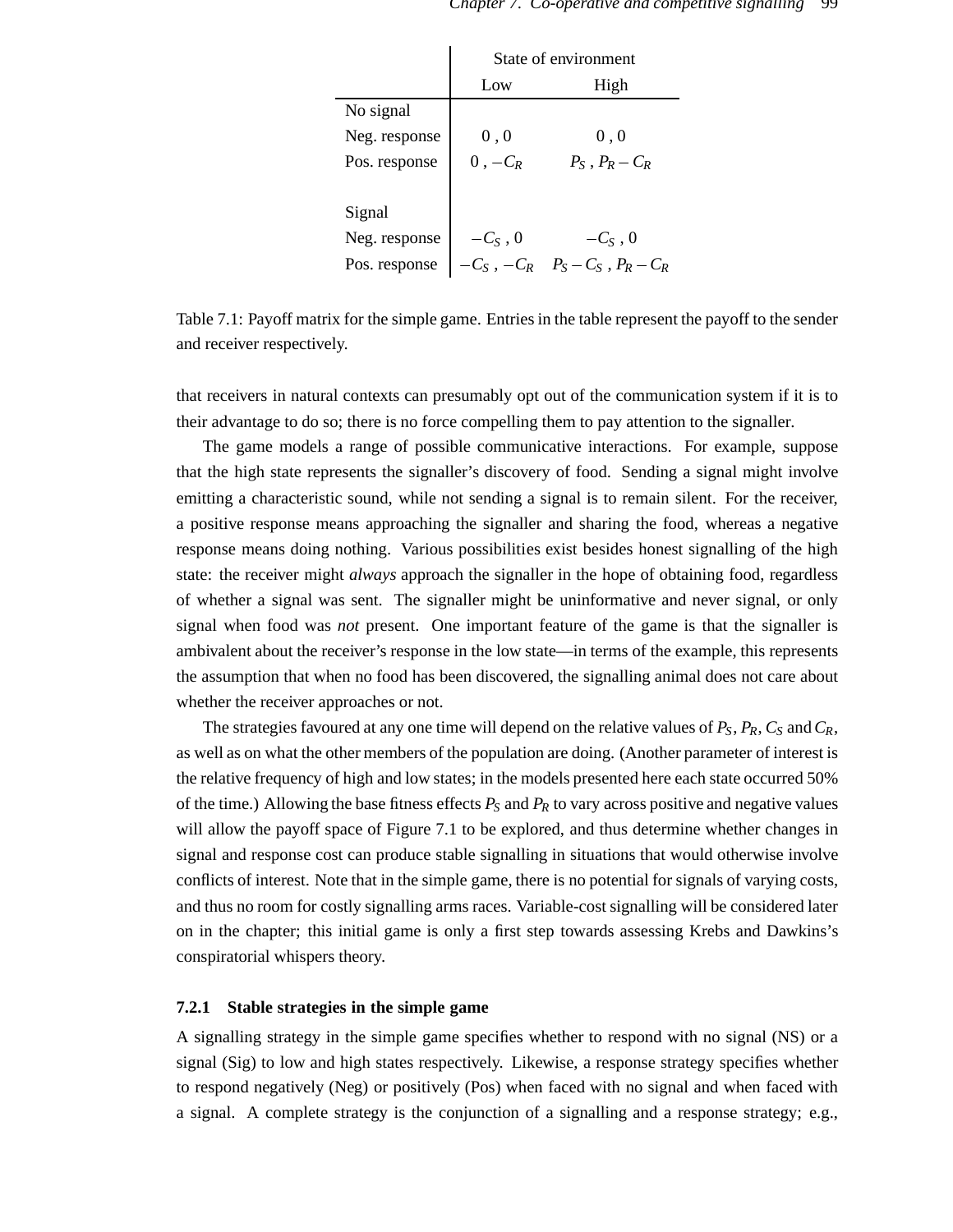| | State of environment | |
|---|---|---|
| | Low | High |
| No signal | | |
| Neg. response | 0 , 0 | 0 , 0 |
| Pos. response | 0 , $-C_R$ | $P_S$ , $P_R - C_R$ |
| | | |
| Signal | | |
| Neg. response | $-C_S$ , 0 | $-C_S$ , 0 |
| Pos. response | $-C_S$ , $-C_R$ | $P_S - C_S$ , $P_R - C_R$ |

Table 7.1: Payoff matrix for the simple game. Entries in the table represent the payoff to the sender and receiver respectively.

that receivers in natural contexts can presumably opt out of the communication system if it is to their advantage to do so; there is no force compelling them to pay attention to the signaller.

The game models a range of possible communicative interactions. For example, suppose that the high state represents the signaller's discovery of food. Sending a signal might involve emitting a characteristic sound, while not sending a signal is to remain silent. For the receiver, a positive response means approaching the signaller and sharing the food, whereas a negative response means doing nothing. Various possibilities exist besides honest signalling of the high state: the receiver might *always* approach the signaller in the hope of obtaining food, regardless of whether a signal was sent. The signaller might be uninformative and never signal, or only signal when food was *not* present. One important feature of the game is that the signaller is ambivalent about the receiver's response in the low state—in terms of the example, this represents the assumption that when no food has been discovered, the signalling animal does not care about whether the receiver approaches or not.

The strategies favoured at any one time will depend on the relative values of $P_S$, $P_R$, $C_S$ and $C_R$, as well as on what the other members of the population are doing. (Another parameter of interest is the relative frequency of high and low states; in the models presented here each state occurred 50% of the time.) Allowing the base fitness effects $P_S$ and $P_R$ to vary across positive and negative values will allow the payoff space of Figure 7.1 to be explored, and thus determine whether changes in signal and response cost can produce stable signalling in situations that would otherwise involve conflicts of interest. Note that in the simple game, there is no potential for signals of varying costs, and thus no room for costly signalling arms races. Variable-cost signalling will be considered later on in the chapter; this initial game is only a first step towards assessing Krebs and Dawkins's conspiratorial whispers theory.

### 7.2.1 Stable strategies in the simple game

A signalling strategy in the simple game specifies whether to respond with no signal (NS) or a signal (Sig) to low and high states respectively. Likewise, a response strategy specifies whether to respond negatively (Neg) or positively (Pos) when faced with no signal and when faced with a signal. A complete strategy is the conjunction of a signalling and a response strategy; e.g.,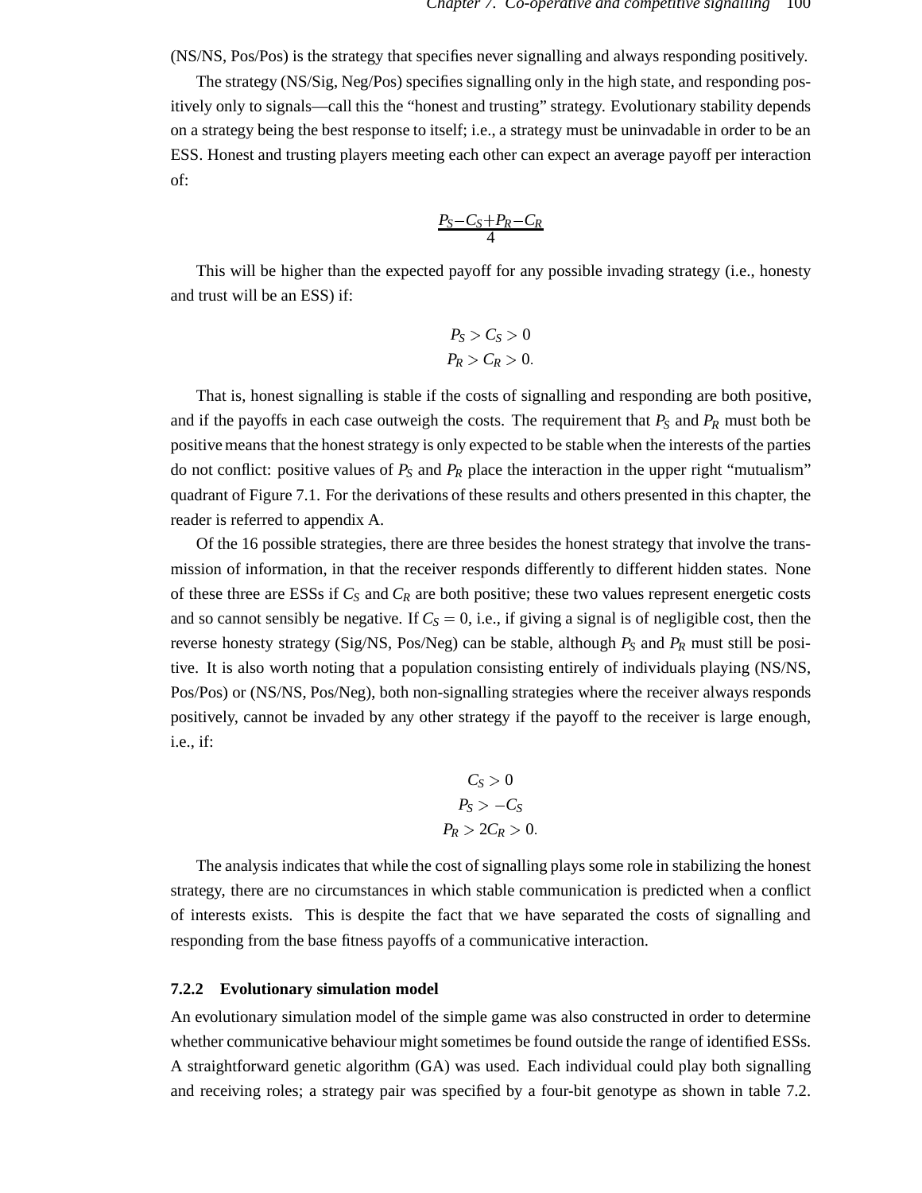(NS/NS, Pos/Pos) is the strategy that specifies never signalling and always responding positively.

The strategy (NS/Sig, Neg/Pos) specifies signalling only in the high state, and responding positively only to signals—call this the "honest and trusting" strategy. Evolutionary stability depends on a strategy being the best response to itself; i.e., a strategy must be uninvadable in order to be an ESS. Honest and trusting players meeting each other can expect an average payoff per interaction of:

$$\frac{P_S - C_S + P_R - C_R}{4}$$

This will be higher than the expected payoff for any possible invading strategy (i.e., honesty and trust will be an ESS) if:

$$P_S > C_S > 0$$
$$P_R > C_R > 0.$$

That is, honest signalling is stable if the costs of signalling and responding are both positive, and if the payoffs in each case outweigh the costs. The requirement that $P_S$ and $P_R$ must both be positive means that the honest strategy is only expected to be stable when the interests of the parties do not conflict: positive values of $P_S$ and $P_R$ place the interaction in the upper right "mutualism" quadrant of Figure 7.1. For the derivations of these results and others presented in this chapter, the reader is referred to appendix A.

Of the 16 possible strategies, there are three besides the honest strategy that involve the transmission of information, in that the receiver responds differently to different hidden states. None of these three are ESSs if $C_S$ and $C_R$ are both positive; these two values represent energetic costs and so cannot sensibly be negative. If $C_S = 0$, i.e., if giving a signal is of negligible cost, then the reverse honesty strategy (Sig/NS, Pos/Neg) can be stable, although $P_S$ and $P_R$ must still be positive. It is also worth noting that a population consisting entirely of individuals playing (NS/NS, Pos/Pos) or (NS/NS, Pos/Neg), both non-signalling strategies where the receiver always responds positively, cannot be invaded by any other strategy if the payoff to the receiver is large enough, i.e., if:

$$C_S > 0$$
$$P_S > -C_S$$
$$P_R > 2C_R > 0.$$

The analysis indicates that while the cost of signalling plays some role in stabilizing the honest strategy, there are no circumstances in which stable communication is predicted when a conflict of interests exists. This is despite the fact that we have separated the costs of signalling and responding from the base fitness payoffs of a communicative interaction.

### 7.2.2 Evolutionary simulation model

An evolutionary simulation model of the simple game was also constructed in order to determine whether communicative behaviour might sometimes be found outside the range of identified ESSs. A straightforward genetic algorithm (GA) was used. Each individual could play both signalling and receiving roles; a strategy pair was specified by a four-bit genotype as shown in table 7.2.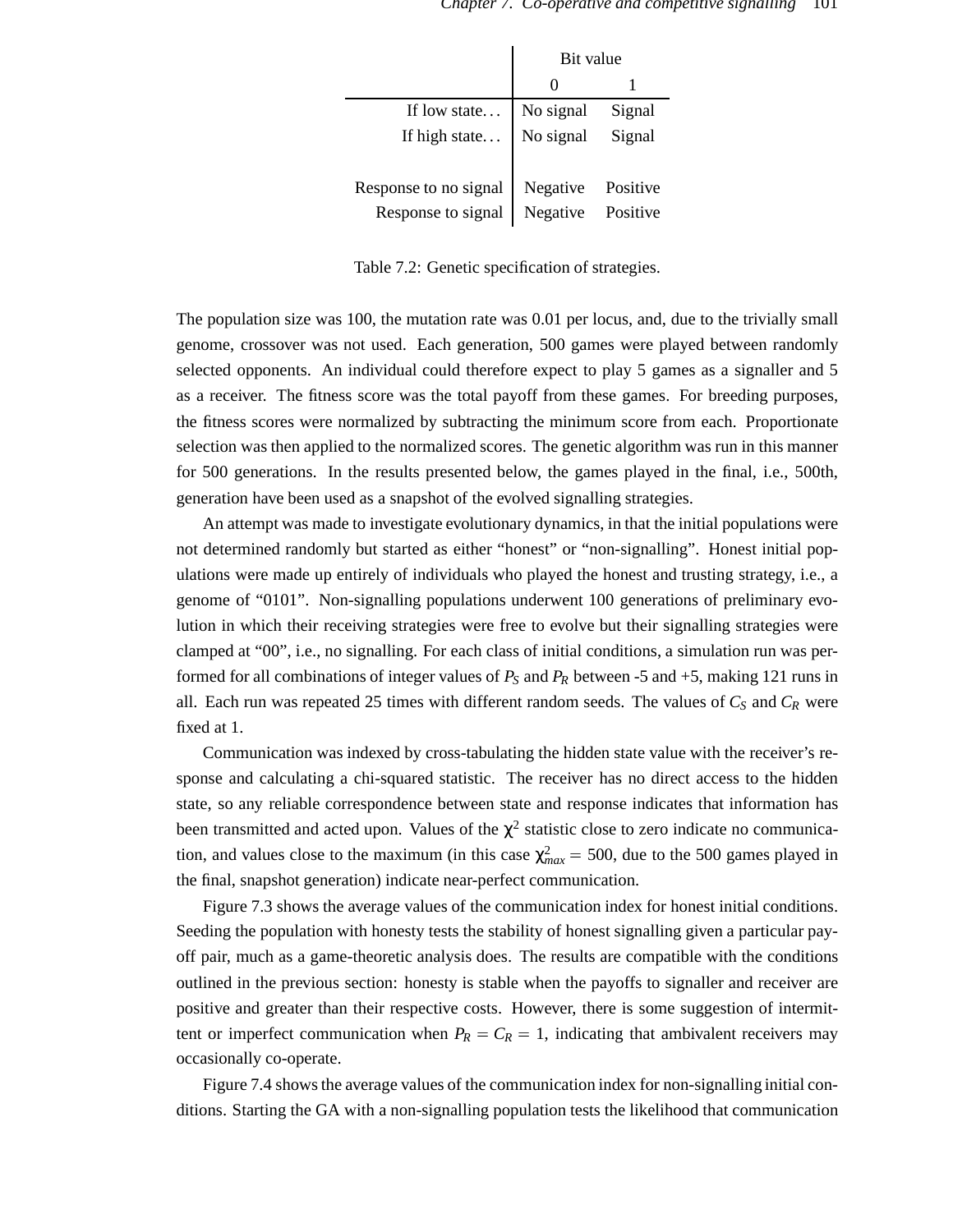| | Bit value | |
|---|---|---|
| | 0 | 1 |
| If low state… | No signal | Signal |
| If high state… | No signal | Signal |
| | | |
| Response to no signal | Negative | Positive |
| Response to signal | Negative | Positive |

Table 7.2: Genetic specification of strategies.

The population size was 100, the mutation rate was 0.01 per locus, and, due to the trivially small genome, crossover was not used. Each generation, 500 games were played between randomly selected opponents. An individual could therefore expect to play 5 games as a signaller and 5 as a receiver. The fitness score was the total payoff from these games. For breeding purposes, the fitness scores were normalized by subtracting the minimum score from each. Proportionate selection was then applied to the normalized scores. The genetic algorithm was run in this manner for 500 generations. In the results presented below, the games played in the final, i.e., 500th, generation have been used as a snapshot of the evolved signalling strategies.

An attempt was made to investigate evolutionary dynamics, in that the initial populations were not determined randomly but started as either "honest" or "non-signalling". Honest initial populations were made up entirely of individuals who played the honest and trusting strategy, i.e., a genome of "0101". Non-signalling populations underwent 100 generations of preliminary evolution in which their receiving strategies were free to evolve but their signalling strategies were clamped at "00", i.e., no signalling. For each class of initial conditions, a simulation run was performed for all combinations of integer values of $P_S$ and $P_R$ between -5 and +5, making 121 runs in all. Each run was repeated 25 times with different random seeds. The values of $C_S$ and $C_R$ were fixed at 1.

Communication was indexed by cross-tabulating the hidden state value with the receiver's response and calculating a chi-squared statistic. The receiver has no direct access to the hidden state, so any reliable correspondence between state and response indicates that information has been transmitted and acted upon. Values of the $\chi^2$ statistic close to zero indicate no communication, and values close to the maximum (in this case $\chi^2_{max} = 500$, due to the 500 games played in the final, snapshot generation) indicate near-perfect communication.

Figure 7.3 shows the average values of the communication index for honest initial conditions. Seeding the population with honesty tests the stability of honest signalling given a particular payoff pair, much as a game-theoretic analysis does. The results are compatible with the conditions outlined in the previous section: honesty is stable when the payoffs to signaller and receiver are positive and greater than their respective costs. However, there is some suggestion of intermittent or imperfect communication when $P_R = C_R = 1$, indicating that ambivalent receivers may occasionally co-operate.

Figure 7.4 shows the average values of the communication index for non-signalling initial conditions. Starting the GA with a non-signalling population tests the likelihood that communication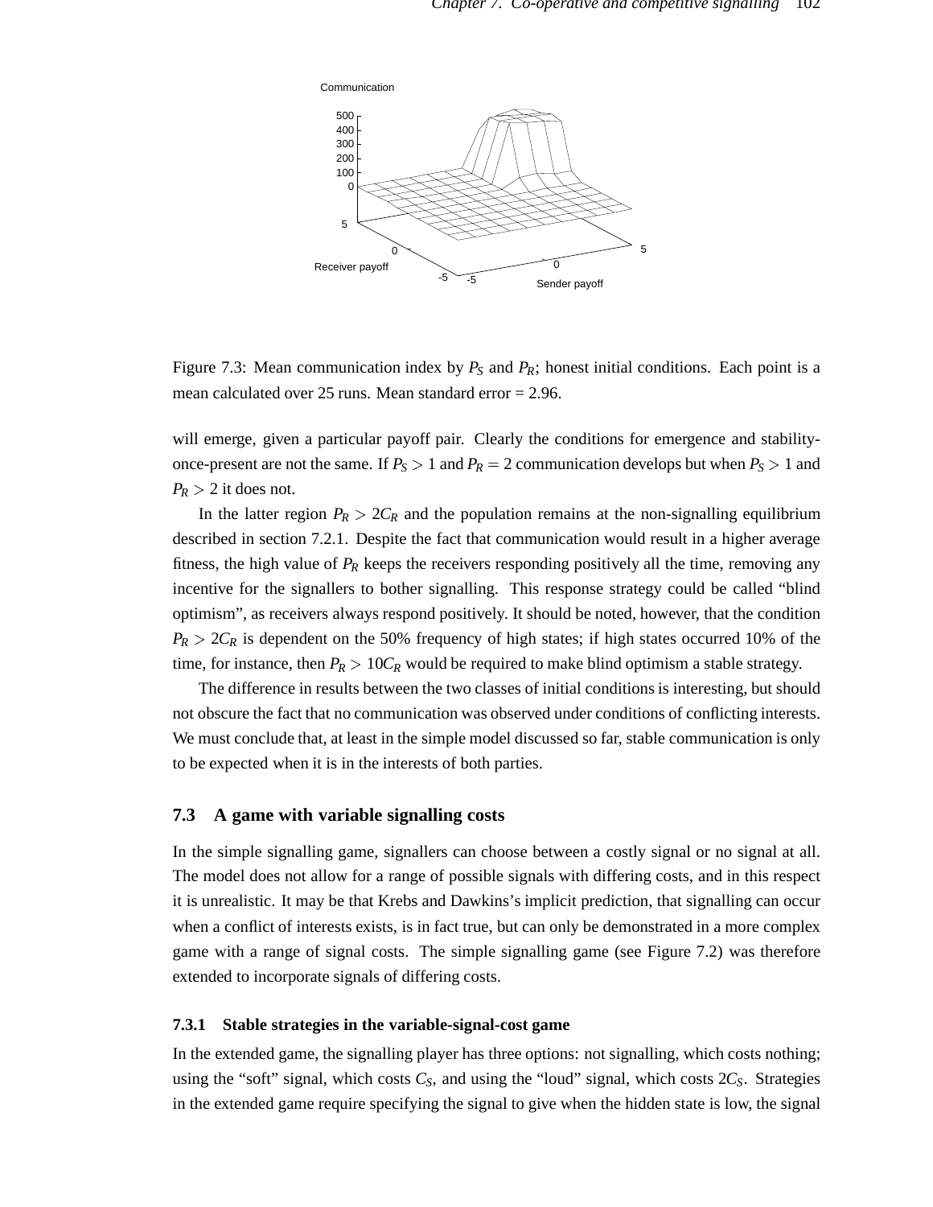Figure 7.3: Mean communication index by $P_S$ and $P_R$; honest initial conditions. Each point is a mean calculated over 25 runs. Mean standard error = 2.96.

will emerge, given a particular payoff pair. Clearly the conditions for emergence and stability-once-present are not the same. If $P_S > 1$ and $P_R = 2$ communication develops but when $P_S > 1$ and $P_R > 2$ it does not.

In the latter region $P_R > 2C_R$ and the population remains at the non-signalling equilibrium described in section 7.2.1. Despite the fact that communication would result in a higher average fitness, the high value of $P_R$ keeps the receivers responding positively all the time, removing any incentive for the signallers to bother signalling. This response strategy could be called "blind optimism", as receivers always respond positively. It should be noted, however, that the condition $P_R > 2C_R$ is dependent on the 50% frequency of high states; if high states occurred 10% of the time, for instance, then $P_R > 10C_R$ would be required to make blind optimism a stable strategy.

The difference in results between the two classes of initial conditions is interesting, but should not obscure the fact that no communication was observed under conditions of conflicting interests. We must conclude that, at least in the simple model discussed so far, stable communication is only to be expected when it is in the interests of both parties.

## 7.3 A game with variable signalling costs

In the simple signalling game, signallers can choose between a costly signal or no signal at all. The model does not allow for a range of possible signals with differing costs, and in this respect it is unrealistic. It may be that Krebs and Dawkins's implicit prediction, that signalling can occur when a conflict of interests exists, is in fact true, but can only be demonstrated in a more complex game with a range of signal costs. The simple signalling game (see Figure 7.2) was therefore extended to incorporate signals of differing costs.

### 7.3.1 Stable strategies in the variable-signal-cost game

In the extended game, the signalling player has three options: not signalling, which costs nothing; using the "soft" signal, which costs $C_S$, and using the "loud" signal, which costs $2C_S$. Strategies in the extended game require specifying the signal to give when the hidden state is low, the signal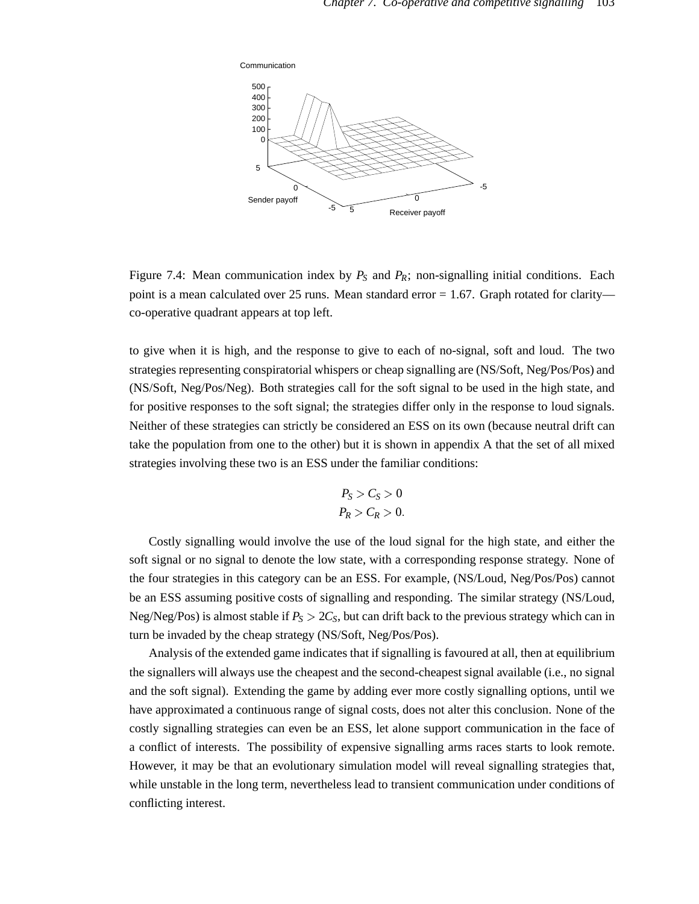Figure 7.4: Mean communication index by $P_S$ and $P_R$; non-signalling initial conditions. Each point is a mean calculated over 25 runs. Mean standard error = 1.67. Graph rotated for clarity—co-operative quadrant appears at top left.

to give when it is high, and the response to give to each of no-signal, soft and loud. The two strategies representing conspiratorial whispers or cheap signalling are (NS/Soft, Neg/Pos/Pos) and (NS/Soft, Neg/Pos/Neg). Both strategies call for the soft signal to be used in the high state, and for positive responses to the soft signal; the strategies differ only in the response to loud signals. Neither of these strategies can strictly be considered an ESS on its own (because neutral drift can take the population from one to the other) but it is shown in appendix A that the set of all mixed strategies involving these two is an ESS under the familiar conditions:

$$P_S > C_S > 0$$
$$P_R > C_R > 0.$$

Costly signalling would involve the use of the loud signal for the high state, and either the soft signal or no signal to denote the low state, with a corresponding response strategy. None of the four strategies in this category can be an ESS. For example, (NS/Loud, Neg/Pos/Pos) cannot be an ESS assuming positive costs of signalling and responding. The similar strategy (NS/Loud, Neg/Neg/Pos) is almost stable if $P_S > 2C_S$, but can drift back to the previous strategy which can in turn be invaded by the cheap strategy (NS/Soft, Neg/Pos/Pos).

Analysis of the extended game indicates that if signalling is favoured at all, then at equilibrium the signallers will always use the cheapest and the second-cheapest signal available (i.e., no signal and the soft signal). Extending the game by adding ever more costly signalling options, until we have approximated a continuous range of signal costs, does not alter this conclusion. None of the costly signalling strategies can even be an ESS, let alone support communication in the face of a conflict of interests. The possibility of expensive signalling arms races starts to look remote. However, it may be that an evolutionary simulation model will reveal signalling strategies that, while unstable in the long term, nevertheless lead to transient communication under conditions of conflicting interest.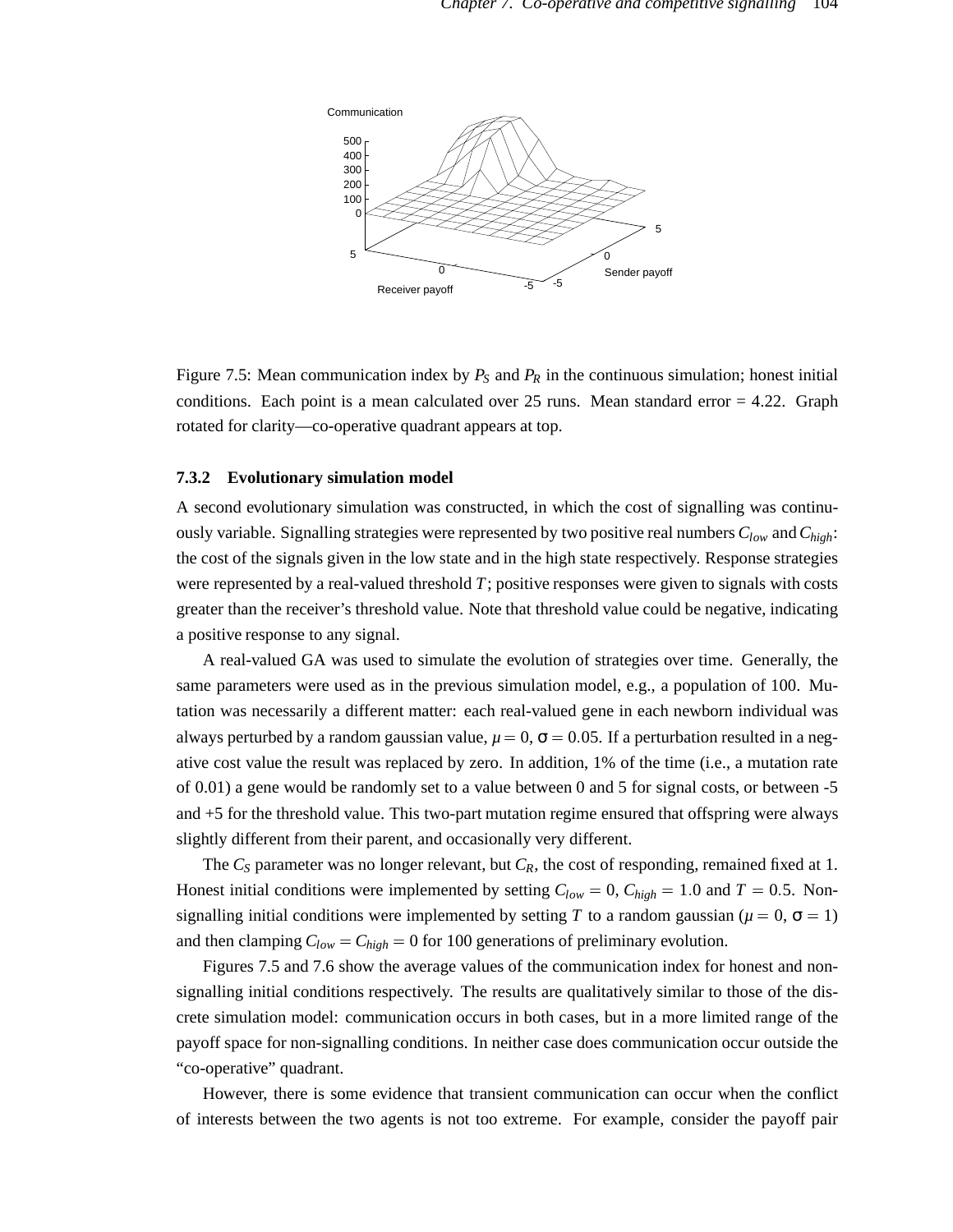Figure 7.5: Mean communication index by $P_S$ and $P_R$ in the continuous simulation; honest initial conditions. Each point is a mean calculated over 25 runs. Mean standard error = 4.22. Graph rotated for clarity—co-operative quadrant appears at top.

### 7.3.2 Evolutionary simulation model

A second evolutionary simulation was constructed, in which the cost of signalling was continuously variable. Signalling strategies were represented by two positive real numbers $C_{low}$ and $C_{high}$: the cost of the signals given in the low state and in the high state respectively. Response strategies were represented by a real-valued threshold $T$; positive responses were given to signals with costs greater than the receiver's threshold value. Note that threshold value could be negative, indicating a positive response to any signal.

A real-valued GA was used to simulate the evolution of strategies over time. Generally, the same parameters were used as in the previous simulation model, e.g., a population of 100. Mutation was necessarily a different matter: each real-valued gene in each newborn individual was always perturbed by a random gaussian value, $\mu = 0$, $\sigma = 0.05$. If a perturbation resulted in a negative cost value the result was replaced by zero. In addition, 1% of the time (i.e., a mutation rate of 0.01) a gene would be randomly set to a value between 0 and 5 for signal costs, or between -5 and +5 for the threshold value. This two-part mutation regime ensured that offspring were always slightly different from their parent, and occasionally very different.

The $C_S$ parameter was no longer relevant, but $C_R$, the cost of responding, remained fixed at 1. Honest initial conditions were implemented by setting $C_{low} = 0$, $C_{high} = 1.0$ and $T = 0.5$. Non-signalling initial conditions were implemented by setting $T$ to a random gaussian ($\mu = 0$, $\sigma = 1$) and then clamping $C_{low} = C_{high} = 0$ for 100 generations of preliminary evolution.

Figures 7.5 and 7.6 show the average values of the communication index for honest and non-signalling initial conditions respectively. The results are qualitatively similar to those of the discrete simulation model: communication occurs in both cases, but in a more limited range of the payoff space for non-signalling conditions. In neither case does communication occur outside the "co-operative" quadrant.

However, there is some evidence that transient communication can occur when the conflict of interests between the two agents is not too extreme. For example, consider the payoff pair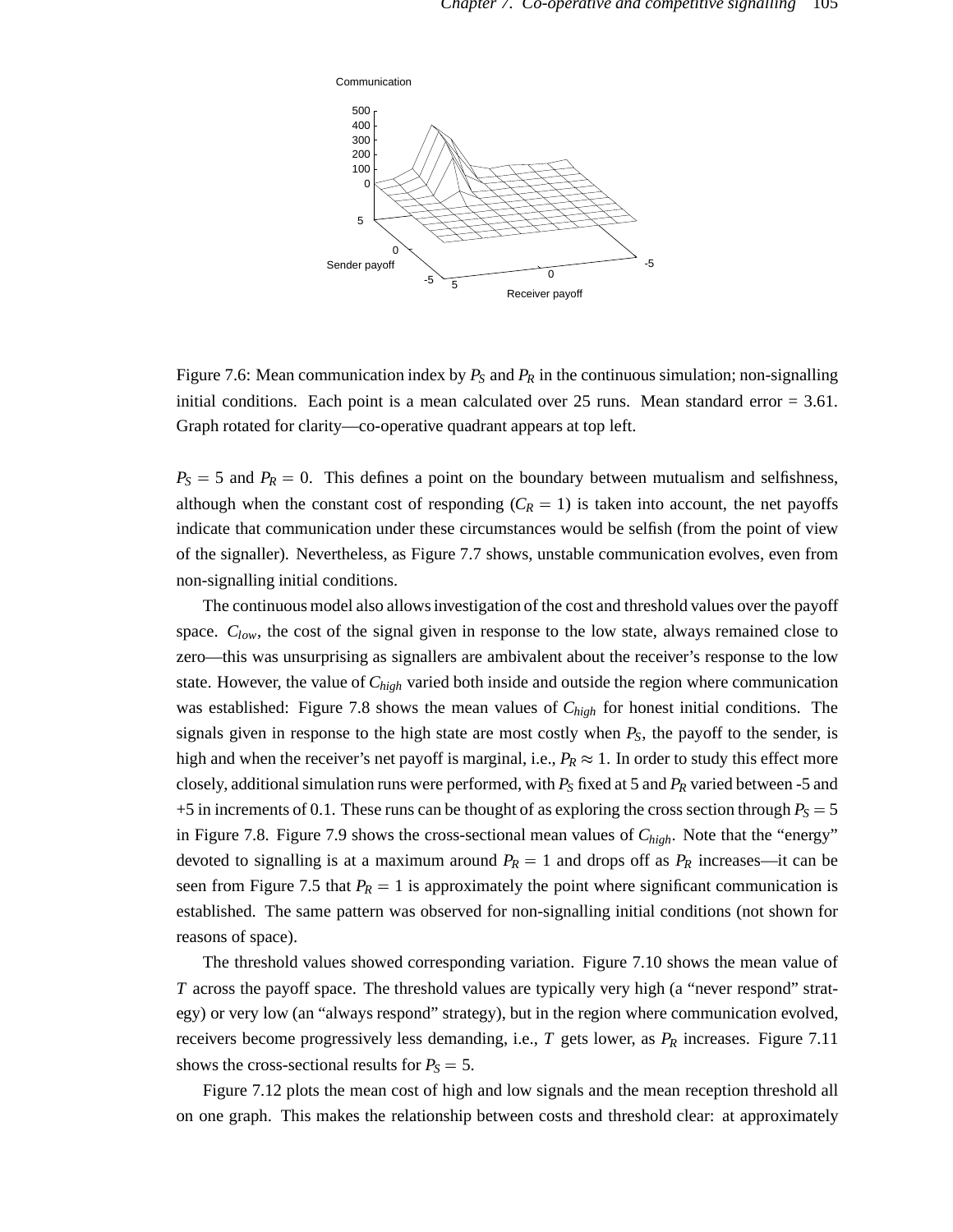Figure 7.6: Mean communication index by $P_S$ and $P_R$ in the continuous simulation; non-signalling initial conditions. Each point is a mean calculated over 25 runs. Mean standard error = 3.61. Graph rotated for clarity—co-operative quadrant appears at top left.

$P_S = 5$ and $P_R = 0$. This defines a point on the boundary between mutualism and selfishness, although when the constant cost of responding ($C_R = 1$) is taken into account, the net payoffs indicate that communication under these circumstances would be selfish (from the point of view of the signaller). Nevertheless, as Figure 7.7 shows, unstable communication evolves, even from non-signalling initial conditions.

The continuous model also allows investigation of the cost and threshold values over the payoff space. $C_{low}$, the cost of the signal given in response to the low state, always remained close to zero—this was unsurprising as signallers are ambivalent about the receiver's response to the low state. However, the value of $C_{high}$ varied both inside and outside the region where communication was established: Figure 7.8 shows the mean values of $C_{high}$ for honest initial conditions. The signals given in response to the high state are most costly when $P_S$, the payoff to the sender, is high and when the receiver's net payoff is marginal, i.e., $P_R \approx 1$. In order to study this effect more closely, additional simulation runs were performed, with $P_S$ fixed at 5 and $P_R$ varied between -5 and +5 in increments of 0.1. These runs can be thought of as exploring the cross section through $P_S = 5$ in Figure 7.8. Figure 7.9 shows the cross-sectional mean values of $C_{high}$. Note that the "energy" devoted to signalling is at a maximum around $P_R = 1$ and drops off as $P_R$ increases—it can be seen from Figure 7.5 that $P_R = 1$ is approximately the point where significant communication is established. The same pattern was observed for non-signalling initial conditions (not shown for reasons of space).

The threshold values showed corresponding variation. Figure 7.10 shows the mean value of $T$ across the payoff space. The threshold values are typically very high (a "never respond" strategy) or very low (an "always respond" strategy), but in the region where communication evolved, receivers become progressively less demanding, i.e., $T$ gets lower, as $P_R$ increases. Figure 7.11 shows the cross-sectional results for $P_S = 5$.

Figure 7.12 plots the mean cost of high and low signals and the mean reception threshold all on one graph. This makes the relationship between costs and threshold clear: at approximately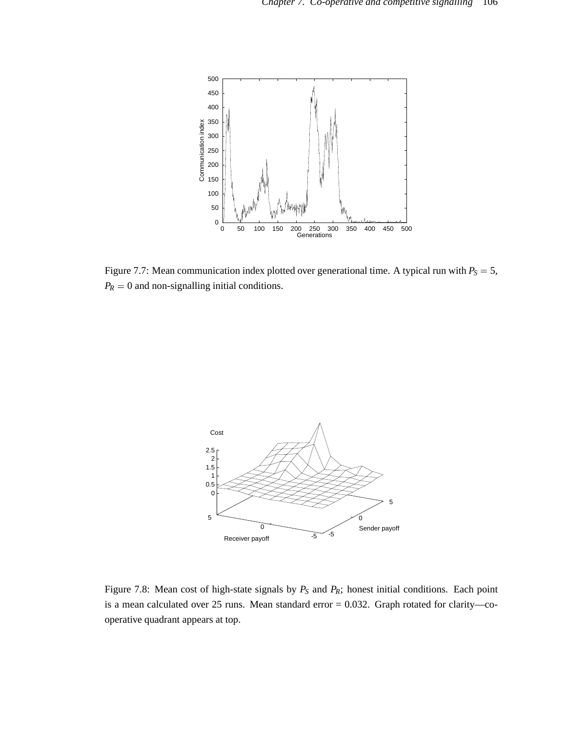Figure 7.7: Mean communication index plotted over generational time. A typical run with $P_S = 5$, $P_R = 0$ and non-signalling initial conditions.

Figure 7.8: Mean cost of high-state signals by $P_S$ and $P_R$; honest initial conditions. Each point is a mean calculated over 25 runs. Mean standard error = 0.032. Graph rotated for clarity—co-operative quadrant appears at top.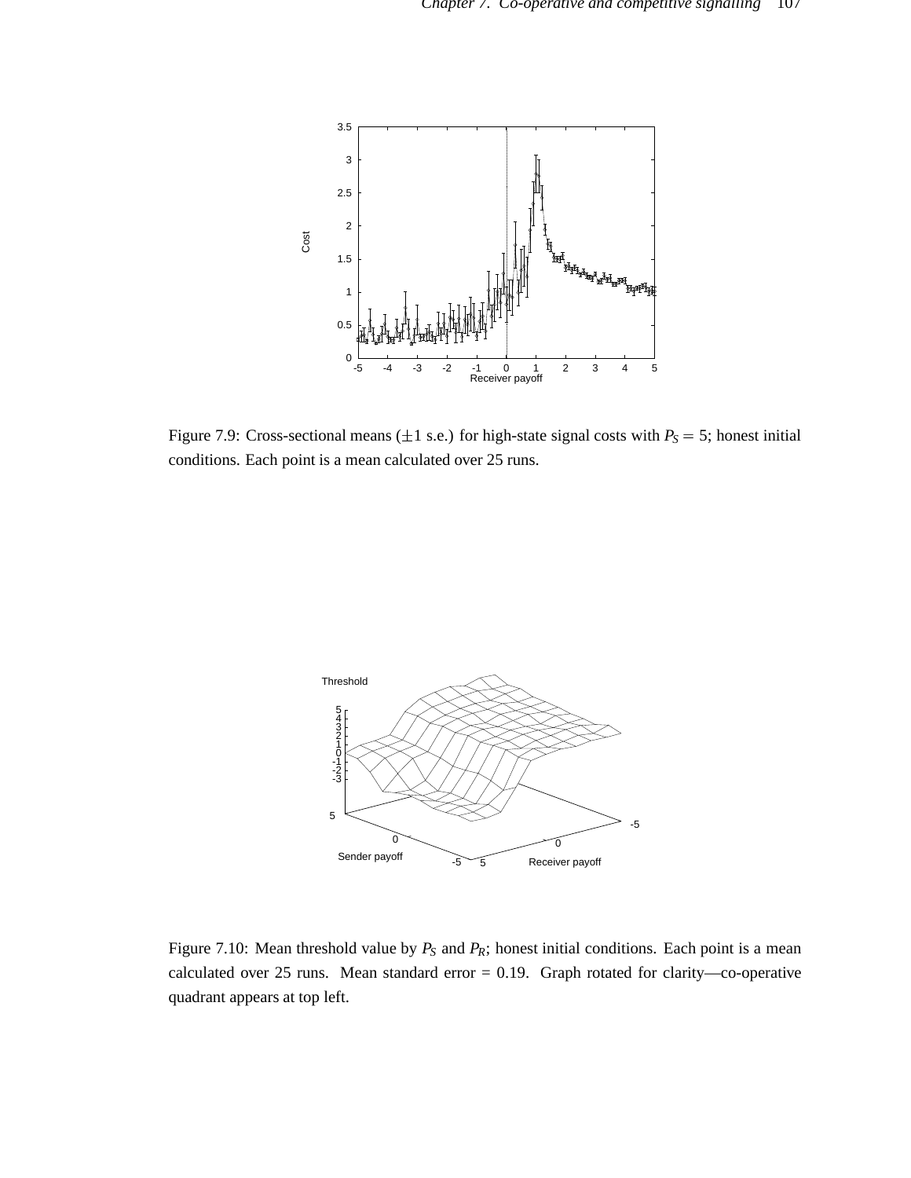Figure 7.9: Cross-sectional means ($\pm 1$ s.e.) for high-state signal costs with $P_S = 5$; honest initial conditions. Each point is a mean calculated over 25 runs.

Figure 7.10: Mean threshold value by $P_S$ and $P_R$; honest initial conditions. Each point is a mean calculated over 25 runs. Mean standard error = 0.19. Graph rotated for clarity—co-operative quadrant appears at top left.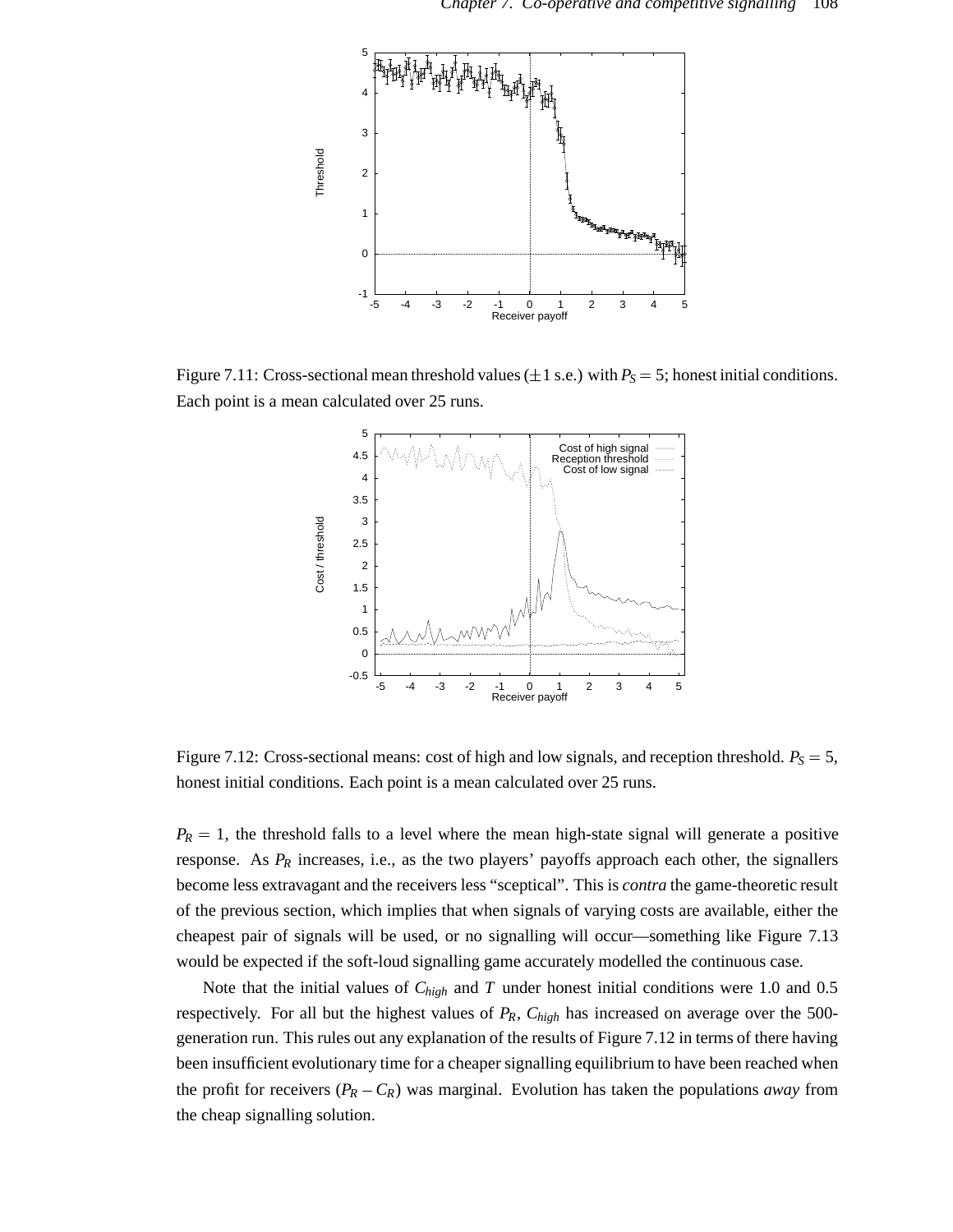Figure 7.11: Cross-sectional mean threshold values ($\pm 1$ s.e.) with $P_S = 5$; honest initial conditions. Each point is a mean calculated over 25 runs.

Figure 7.12: Cross-sectional means: cost of high and low signals, and reception threshold. $P_S = 5$, honest initial conditions. Each point is a mean calculated over 25 runs.

$P_R = 1$, the threshold falls to a level where the mean high-state signal will generate a positive response. As $P_R$ increases, i.e., as the two players' payoffs approach each other, the signallers become less extravagant and the receivers less "sceptical". This is *contra* the game-theoretic result of the previous section, which implies that when signals of varying costs are available, either the cheapest pair of signals will be used, or no signalling will occur—something like Figure 7.13 would be expected if the soft-loud signalling game accurately modelled the continuous case.

Note that the initial values of $C_{high}$ and $T$ under honest initial conditions were 1.0 and 0.5 respectively. For all but the highest values of $P_R$, $C_{high}$ has increased on average over the 500-generation run. This rules out any explanation of the results of Figure 7.12 in terms of there having been insufficient evolutionary time for a cheaper signalling equilibrium to have been reached when the profit for receivers ($P_R - C_R$) was marginal. Evolution has taken the populations *away* from the cheap signalling solution.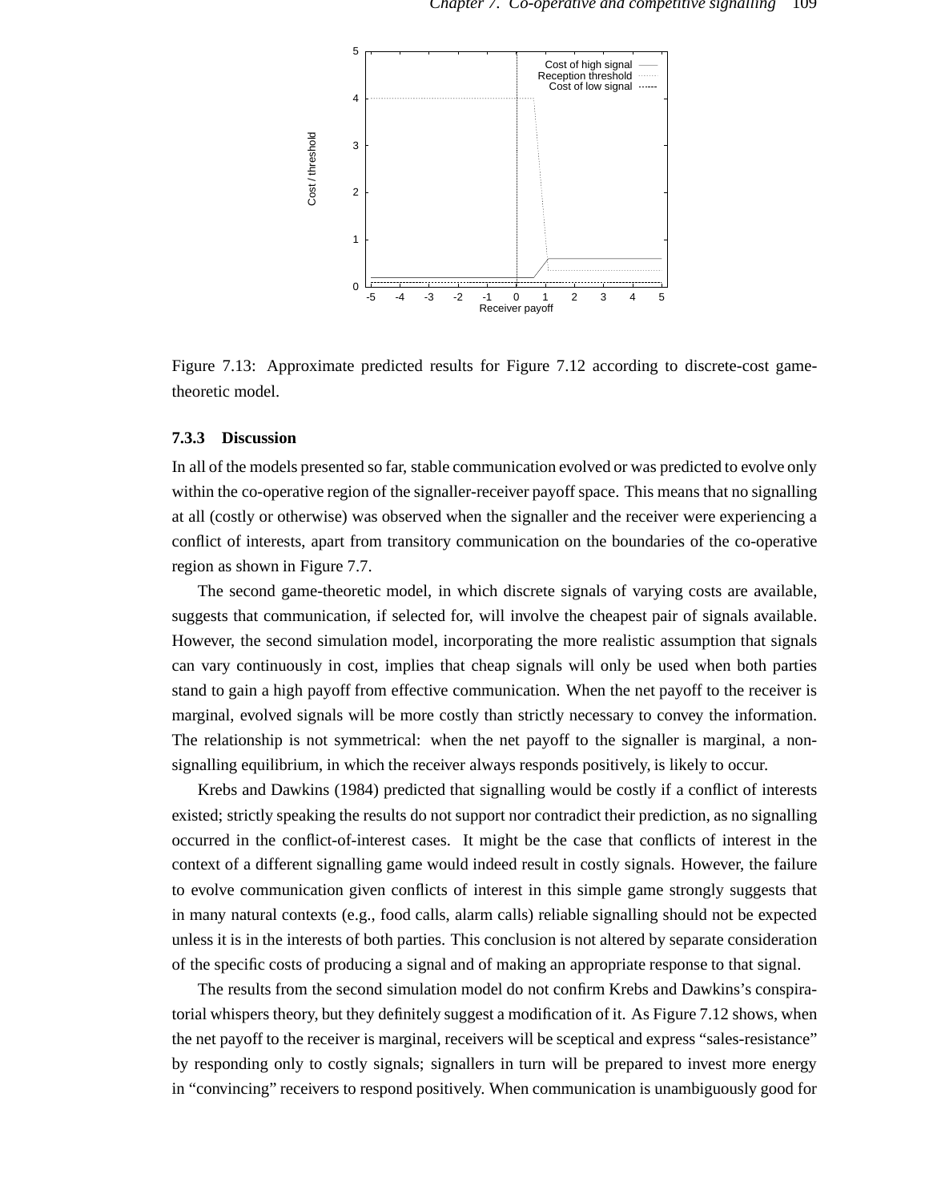5
4
3
2
1
0
Cost / threshold
-5 -4 -3 -2 -1 0 1 2 3 4 5
Receiver payoff
Cost of high signal
Reception threshold
Cost of low signal

Figure 7.13: Approximate predicted results for Figure 7.12 according to discrete-cost game-theoretic model.

### 7.3.3 Discussion

In all of the models presented so far, stable communication evolved or was predicted to evolve only within the co-operative region of the signaller-receiver payoff space. This means that no signalling at all (costly or otherwise) was observed when the signaller and the receiver were experiencing a conflict of interests, apart from transitory communication on the boundaries of the co-operative region as shown in Figure 7.7.

The second game-theoretic model, in which discrete signals of varying costs are available, suggests that communication, if selected for, will involve the cheapest pair of signals available. However, the second simulation model, incorporating the more realistic assumption that signals can vary continuously in cost, implies that cheap signals will only be used when both parties stand to gain a high payoff from effective communication. When the net payoff to the receiver is marginal, evolved signals will be more costly than strictly necessary to convey the information. The relationship is not symmetrical: when the net payoff to the signaller is marginal, a non-signalling equilibrium, in which the receiver always responds positively, is likely to occur.

Krebs and Dawkins (1984) predicted that signalling would be costly if a conflict of interests existed; strictly speaking the results do not support nor contradict their prediction, as no signalling occurred in the conflict-of-interest cases. It might be the case that conflicts of interest in the context of a different signalling game would indeed result in costly signals. However, the failure to evolve communication given conflicts of interest in this simple game strongly suggests that in many natural contexts (e.g., food calls, alarm calls) reliable signalling should not be expected unless it is in the interests of both parties. This conclusion is not altered by separate consideration of the specific costs of producing a signal and of making an appropriate response to that signal.

The results from the second simulation model do not confirm Krebs and Dawkins's conspiratorial whispers theory, but they definitely suggest a modification of it. As Figure 7.12 shows, when the net payoff to the receiver is marginal, receivers will be sceptical and express "sales-resistance" by responding only to costly signals; signallers in turn will be prepared to invest more energy in "convincing" receivers to respond positively. When communication is unambiguously good for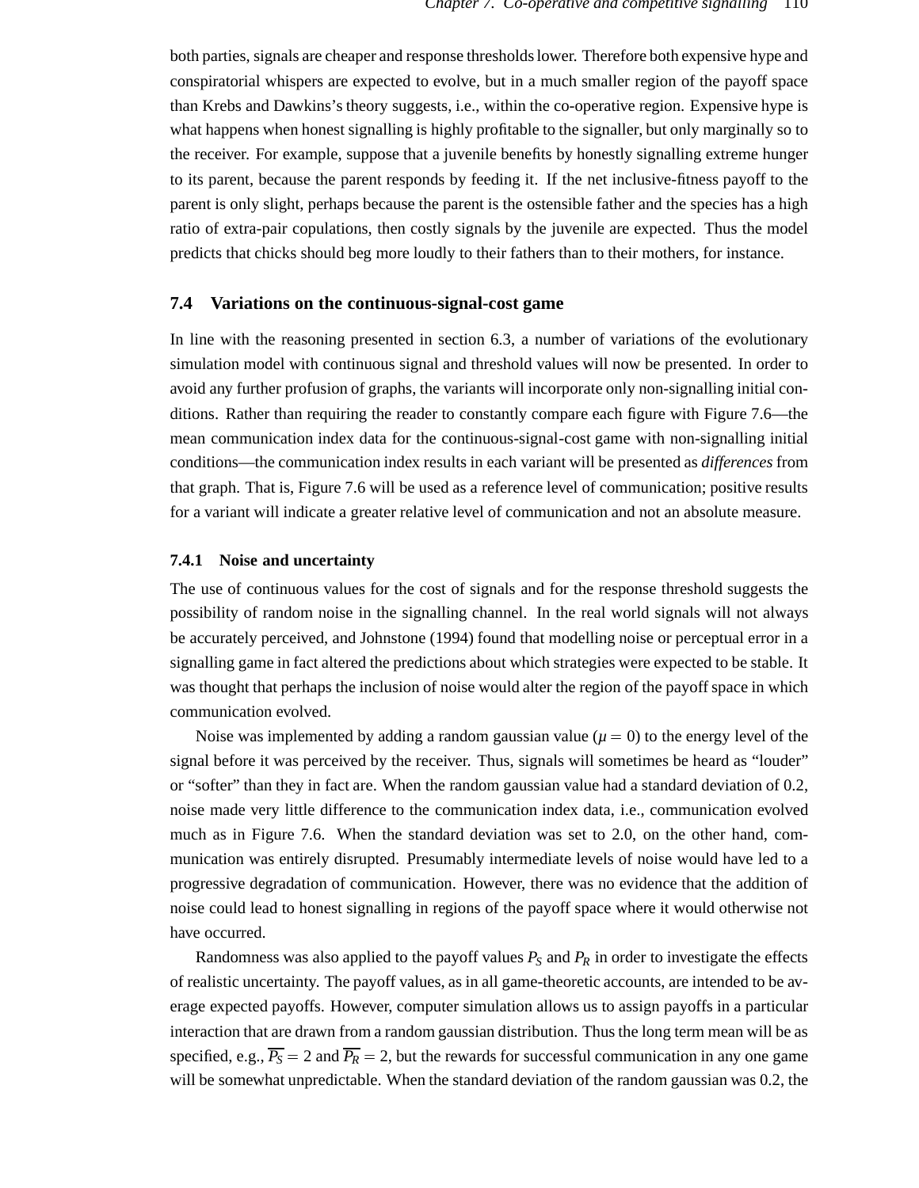both parties, signals are cheaper and response thresholds lower. Therefore both expensive hype and conspiratorial whispers are expected to evolve, but in a much smaller region of the payoff space than Krebs and Dawkins's theory suggests, i.e., within the co-operative region. Expensive hype is what happens when honest signalling is highly profitable to the signaller, but only marginally so to the receiver. For example, suppose that a juvenile benefits by honestly signalling extreme hunger to its parent, because the parent responds by feeding it. If the net inclusive-fitness payoff to the parent is only slight, perhaps because the parent is the ostensible father and the species has a high ratio of extra-pair copulations, then costly signals by the juvenile are expected. Thus the model predicts that chicks should beg more loudly to their fathers than to their mothers, for instance.

## 7.4 Variations on the continuous-signal-cost game

In line with the reasoning presented in section 6.3, a number of variations of the evolutionary simulation model with continuous signal and threshold values will now be presented. In order to avoid any further profusion of graphs, the variants will incorporate only non-signalling initial conditions. Rather than requiring the reader to constantly compare each figure with Figure 7.6—the mean communication index data for the continuous-signal-cost game with non-signalling initial conditions—the communication index results in each variant will be presented as *differences* from that graph. That is, Figure 7.6 will be used as a reference level of communication; positive results for a variant will indicate a greater relative level of communication and not an absolute measure.

### 7.4.1 Noise and uncertainty

The use of continuous values for the cost of signals and for the response threshold suggests the possibility of random noise in the signalling channel. In the real world signals will not always be accurately perceived, and Johnstone (1994) found that modelling noise or perceptual error in a signalling game in fact altered the predictions about which strategies were expected to be stable. It was thought that perhaps the inclusion of noise would alter the region of the payoff space in which communication evolved.

Noise was implemented by adding a random gaussian value ($\mu = 0$) to the energy level of the signal before it was perceived by the receiver. Thus, signals will sometimes be heard as "louder" or "softer" than they in fact are. When the random gaussian value had a standard deviation of 0.2, noise made very little difference to the communication index data, i.e., communication evolved much as in Figure 7.6. When the standard deviation was set to 2.0, on the other hand, communication was entirely disrupted. Presumably intermediate levels of noise would have led to a progressive degradation of communication. However, there was no evidence that the addition of noise could lead to honest signalling in regions of the payoff space where it would otherwise not have occurred.

Randomness was also applied to the payoff values $P_S$ and $P_R$ in order to investigate the effects of realistic uncertainty. The payoff values, as in all game-theoretic accounts, are intended to be average expected payoffs. However, computer simulation allows us to assign payoffs in a particular interaction that are drawn from a random gaussian distribution. Thus the long term mean will be as specified, e.g., $\overline{P_S} = 2$ and $\overline{P_R} = 2$, but the rewards for successful communication in any one game will be somewhat unpredictable. When the standard deviation of the random gaussian was 0.2, the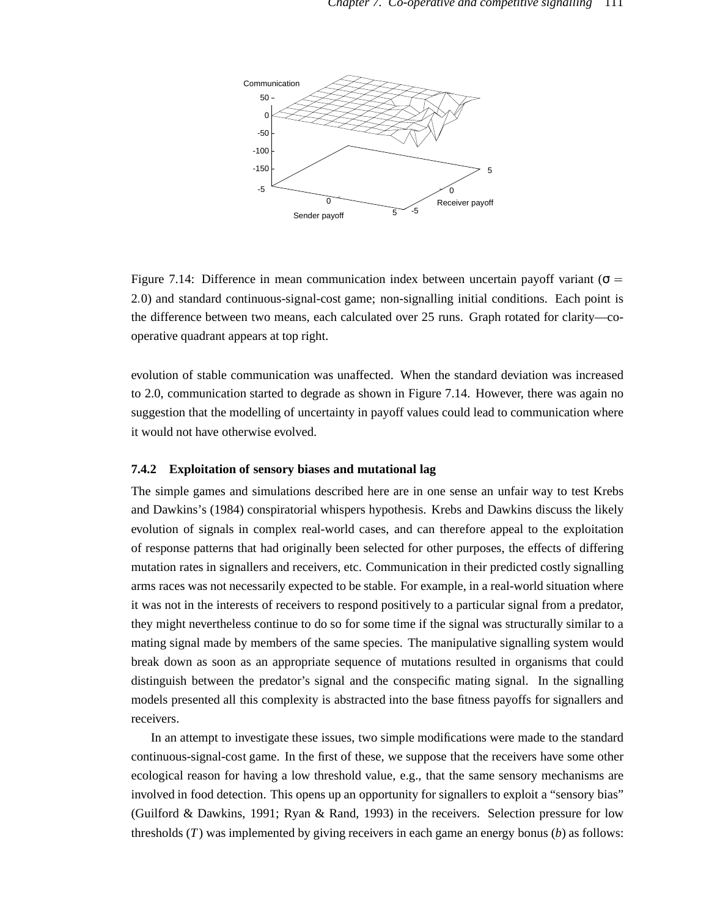Figure 7.14: Difference in mean communication index between uncertain payoff variant ($\sigma = 2.0$) and standard continuous-signal-cost game; non-signalling initial conditions. Each point is the difference between two means, each calculated over 25 runs. Graph rotated for clarity—co-operative quadrant appears at top right.

evolution of stable communication was unaffected. When the standard deviation was increased to 2.0, communication started to degrade as shown in Figure 7.14. However, there was again no suggestion that the modelling of uncertainty in payoff values could lead to communication where it would not have otherwise evolved.

### 7.4.2 Exploitation of sensory biases and mutational lag

The simple games and simulations described here are in one sense an unfair way to test Krebs and Dawkins's (1984) conspiratorial whispers hypothesis. Krebs and Dawkins discuss the likely evolution of signals in complex real-world cases, and can therefore appeal to the exploitation of response patterns that had originally been selected for other purposes, the effects of differing mutation rates in signallers and receivers, etc. Communication in their predicted costly signalling arms races was not necessarily expected to be stable. For example, in a real-world situation where it was not in the interests of receivers to respond positively to a particular signal from a predator, they might nevertheless continue to do so for some time if the signal was structurally similar to a mating signal made by members of the same species. The manipulative signalling system would break down as soon as an appropriate sequence of mutations resulted in organisms that could distinguish between the predator's signal and the conspecific mating signal. In the signalling models presented all this complexity is abstracted into the base fitness payoffs for signallers and receivers.

In an attempt to investigate these issues, two simple modifications were made to the standard continuous-signal-cost game. In the first of these, we suppose that the receivers have some other ecological reason for having a low threshold value, e.g., that the same sensory mechanisms are involved in food detection. This opens up an opportunity for signallers to exploit a "sensory bias" (Guilford & Dawkins, 1991; Ryan & Rand, 1993) in the receivers. Selection pressure for low thresholds ($T$) was implemented by giving receivers in each game an energy bonus ($b$) as follows: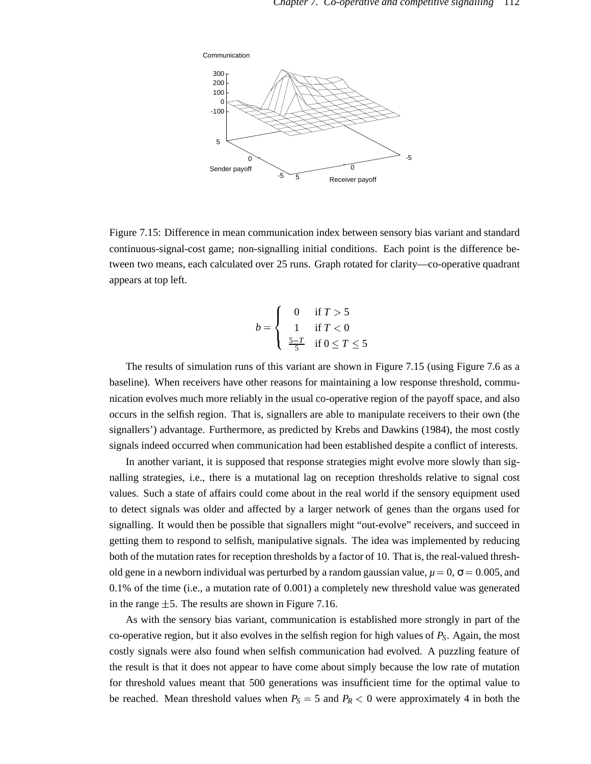Figure 7.15: Difference in mean communication index between sensory bias variant and standard continuous-signal-cost game; non-signalling initial conditions. Each point is the difference between two means, each calculated over 25 runs. Graph rotated for clarity—co-operative quadrant appears at top left.

$$b = \begin{cases} 0 & \text{if } T > 5 \\ 1 & \text{if } T < 0 \\ \frac{5-T}{5} & \text{if } 0 \leq T \leq 5 \end{cases}$$

The results of simulation runs of this variant are shown in Figure 7.15 (using Figure 7.6 as a baseline). When receivers have other reasons for maintaining a low response threshold, communication evolves much more reliably in the usual co-operative region of the payoff space, and also occurs in the selfish region. That is, signallers are able to manipulate receivers to their own (the signallers') advantage. Furthermore, as predicted by Krebs and Dawkins (1984), the most costly signals indeed occurred when communication had been established despite a conflict of interests.

In another variant, it is supposed that response strategies might evolve more slowly than signalling strategies, i.e., there is a mutational lag on reception thresholds relative to signal cost values. Such a state of affairs could come about in the real world if the sensory equipment used to detect signals was older and affected by a larger network of genes than the organs used for signalling. It would then be possible that signallers might "out-evolve" receivers, and succeed in getting them to respond to selfish, manipulative signals. The idea was implemented by reducing both of the mutation rates for reception thresholds by a factor of 10. That is, the real-valued threshold gene in a newborn individual was perturbed by a random gaussian value, $\mu = 0$, $\sigma = 0.005$, and 0.1% of the time (i.e., a mutation rate of 0.001) a completely new threshold value was generated in the range $\pm 5$. The results are shown in Figure 7.16.

As with the sensory bias variant, communication is established more strongly in part of the co-operative region, but it also evolves in the selfish region for high values of $P_S$. Again, the most costly signals were also found when selfish communication had evolved. A puzzling feature of the result is that it does not appear to have come about simply because the low rate of mutation for threshold values meant that 500 generations was insufficient time for the optimal value to be reached. Mean threshold values when $P_S = 5$ and $P_R < 0$ were approximately 4 in both the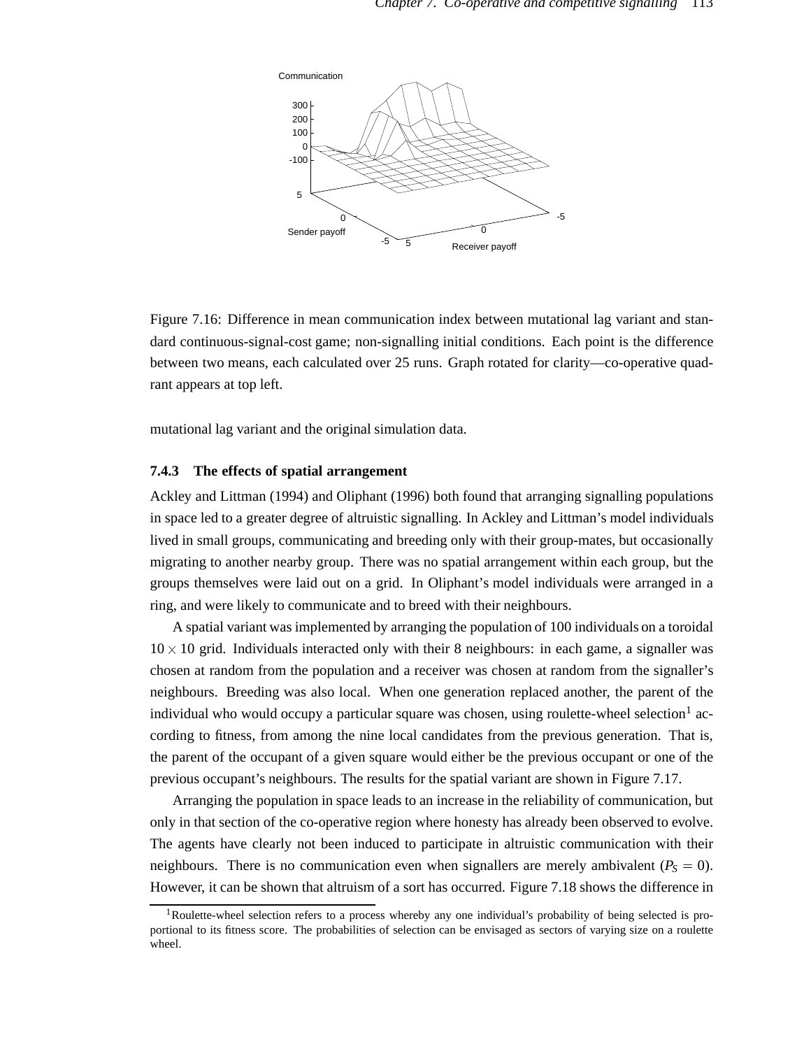Figure 7.16: Difference in mean communication index between mutational lag variant and standard continuous-signal-cost game; non-signalling initial conditions. Each point is the difference between two means, each calculated over 25 runs. Graph rotated for clarity—co-operative quadrant appears at top left.

mutational lag variant and the original simulation data.

### 7.4.3 The effects of spatial arrangement

Ackley and Littman (1994) and Oliphant (1996) both found that arranging signalling populations in space led to a greater degree of altruistic signalling. In Ackley and Littman's model individuals lived in small groups, communicating and breeding only with their group-mates, but occasionally migrating to another nearby group. There was no spatial arrangement within each group, but the groups themselves were laid out on a grid. In Oliphant's model individuals were arranged in a ring, and were likely to communicate and to breed with their neighbours.

A spatial variant was implemented by arranging the population of 100 individuals on a toroidal $10 \times 10$ grid. Individuals interacted only with their 8 neighbours: in each game, a signaller was chosen at random from the population and a receiver was chosen at random from the signaller's neighbours. Breeding was also local. When one generation replaced another, the parent of the individual who would occupy a particular square was chosen, using roulette-wheel selection[1] according to fitness, from among the nine local candidates from the previous generation. That is, the parent of the occupant of a given square would either be the previous occupant or one of the previous occupant's neighbours. The results for the spatial variant are shown in Figure 7.17.

Arranging the population in space leads to an increase in the reliability of communication, but only in that section of the co-operative region where honesty has already been observed to evolve. The agents have clearly not been induced to participate in altruistic communication with their neighbours. There is no communication even when signallers are merely ambivalent ($P_S = 0$). However, it can be shown that altruism of a sort has occurred. Figure 7.18 shows the difference in

[1] Roulette-wheel selection refers to a process whereby any one individual's probability of being selected is proportional to its fitness score. The probabilities of selection can be envisaged as sectors of varying size on a roulette wheel.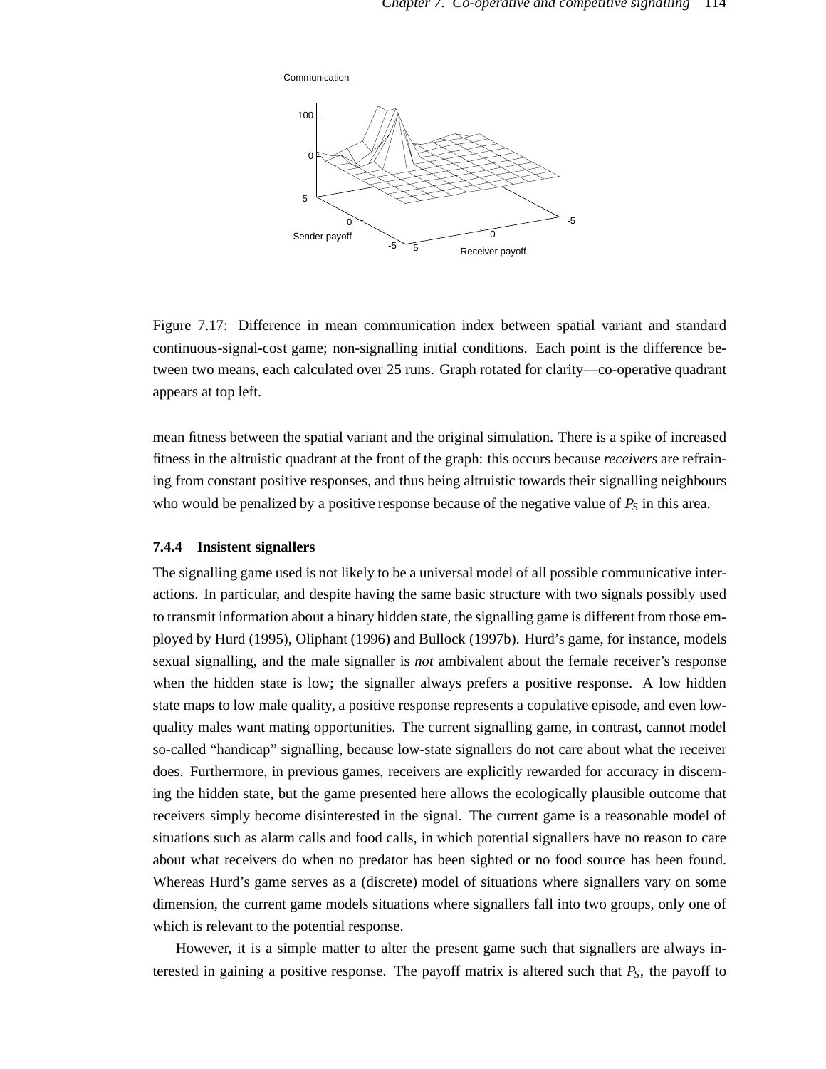Figure 7.17: Difference in mean communication index between spatial variant and standard continuous-signal-cost game; non-signalling initial conditions. Each point is the difference between two means, each calculated over 25 runs. Graph rotated for clarity—co-operative quadrant appears at top left.

mean fitness between the spatial variant and the original simulation. There is a spike of increased fitness in the altruistic quadrant at the front of the graph: this occurs because *receivers* are refraining from constant positive responses, and thus being altruistic towards their signalling neighbours who would be penalized by a positive response because of the negative value of $P_S$ in this area.

### 7.4.4 Insistent signallers

The signalling game used is not likely to be a universal model of all possible communicative interactions. In particular, and despite having the same basic structure with two signals possibly used to transmit information about a binary hidden state, the signalling game is different from those employed by Hurd (1995), Oliphant (1996) and Bullock (1997b). Hurd's game, for instance, models sexual signalling, and the male signaller is *not* ambivalent about the female receiver's response when the hidden state is low; the signaller always prefers a positive response. A low hidden state maps to low male quality, a positive response represents a copulative episode, and even low-quality males want mating opportunities. The current signalling game, in contrast, cannot model so-called "handicap" signalling, because low-state signallers do not care about what the receiver does. Furthermore, in previous games, receivers are explicitly rewarded for accuracy in discerning the hidden state, but the game presented here allows the ecologically plausible outcome that receivers simply become disinterested in the signal. The current game is a reasonable model of situations such as alarm calls and food calls, in which potential signallers have no reason to care about what receivers do when no predator has been sighted or no food source has been found. Whereas Hurd's game serves as a (discrete) model of situations where signallers vary on some dimension, the current game models situations where signallers fall into two groups, only one of which is relevant to the potential response.

However, it is a simple matter to alter the present game such that signallers are always interested in gaining a positive response. The payoff matrix is altered such that $P_S$, the payoff to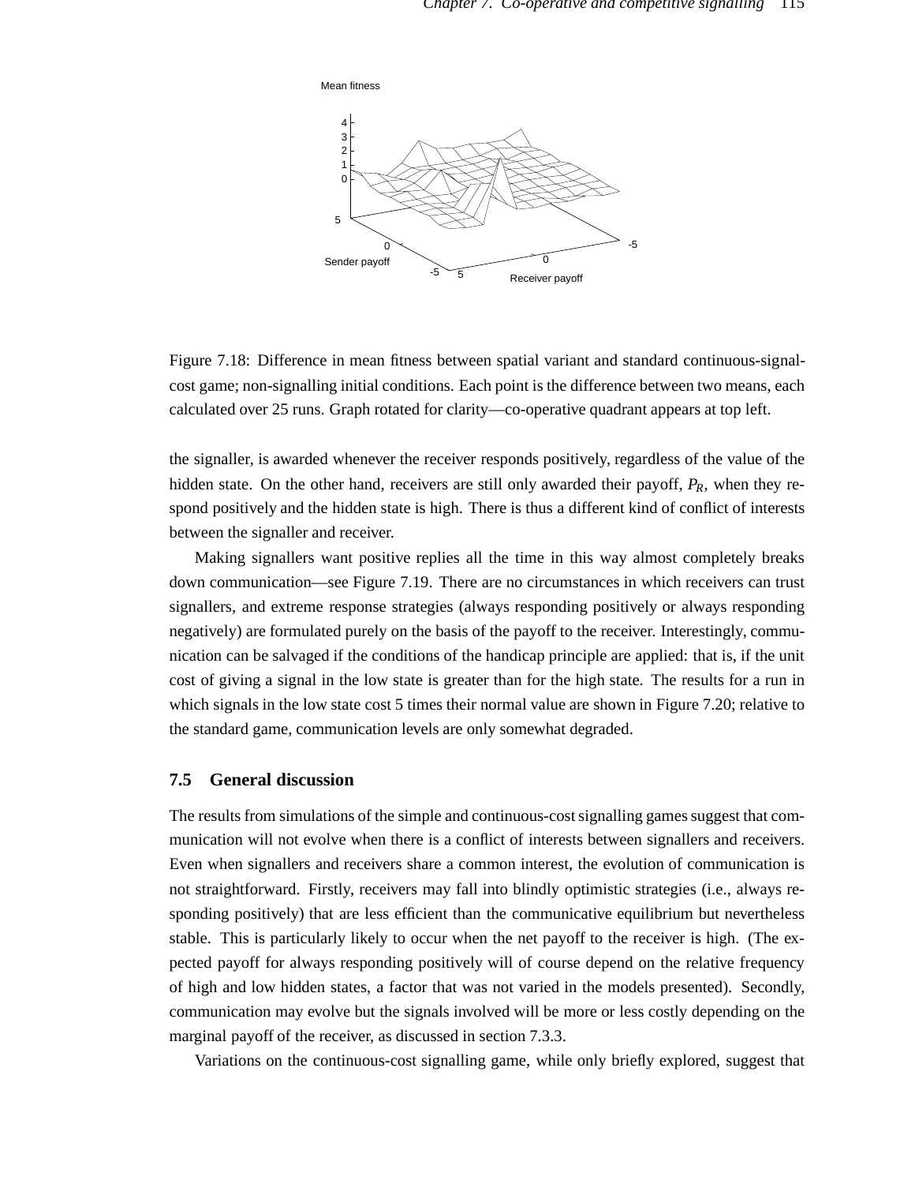Figure 7.18: Difference in mean fitness between spatial variant and standard continuous-signal-cost game; non-signalling initial conditions. Each point is the difference between two means, each calculated over 25 runs. Graph rotated for clarity—co-operative quadrant appears at top left.

the signaller, is awarded whenever the receiver responds positively, regardless of the value of the hidden state. On the other hand, receivers are still only awarded their payoff, $P_R$, when they respond positively and the hidden state is high. There is thus a different kind of conflict of interests between the signaller and receiver.

Making signallers want positive replies all the time in this way almost completely breaks down communication—see Figure 7.19. There are no circumstances in which receivers can trust signallers, and extreme response strategies (always responding positively or always responding negatively) are formulated purely on the basis of the payoff to the receiver. Interestingly, communication can be salvaged if the conditions of the handicap principle are applied: that is, if the unit cost of giving a signal in the low state is greater than for the high state. The results for a run in which signals in the low state cost 5 times their normal value are shown in Figure 7.20; relative to the standard game, communication levels are only somewhat degraded.

## 7.5 General discussion

The results from simulations of the simple and continuous-cost signalling games suggest that communication will not evolve when there is a conflict of interests between signallers and receivers. Even when signallers and receivers share a common interest, the evolution of communication is not straightforward. Firstly, receivers may fall into blindly optimistic strategies (i.e., always responding positively) that are less efficient than the communicative equilibrium but nevertheless stable. This is particularly likely to occur when the net payoff to the receiver is high. (The expected payoff for always responding positively will of course depend on the relative frequency of high and low hidden states, a factor that was not varied in the models presented). Secondly, communication may evolve but the signals involved will be more or less costly depending on the marginal payoff of the receiver, as discussed in section 7.3.3.

Variations on the continuous-cost signalling game, while only briefly explored, suggest that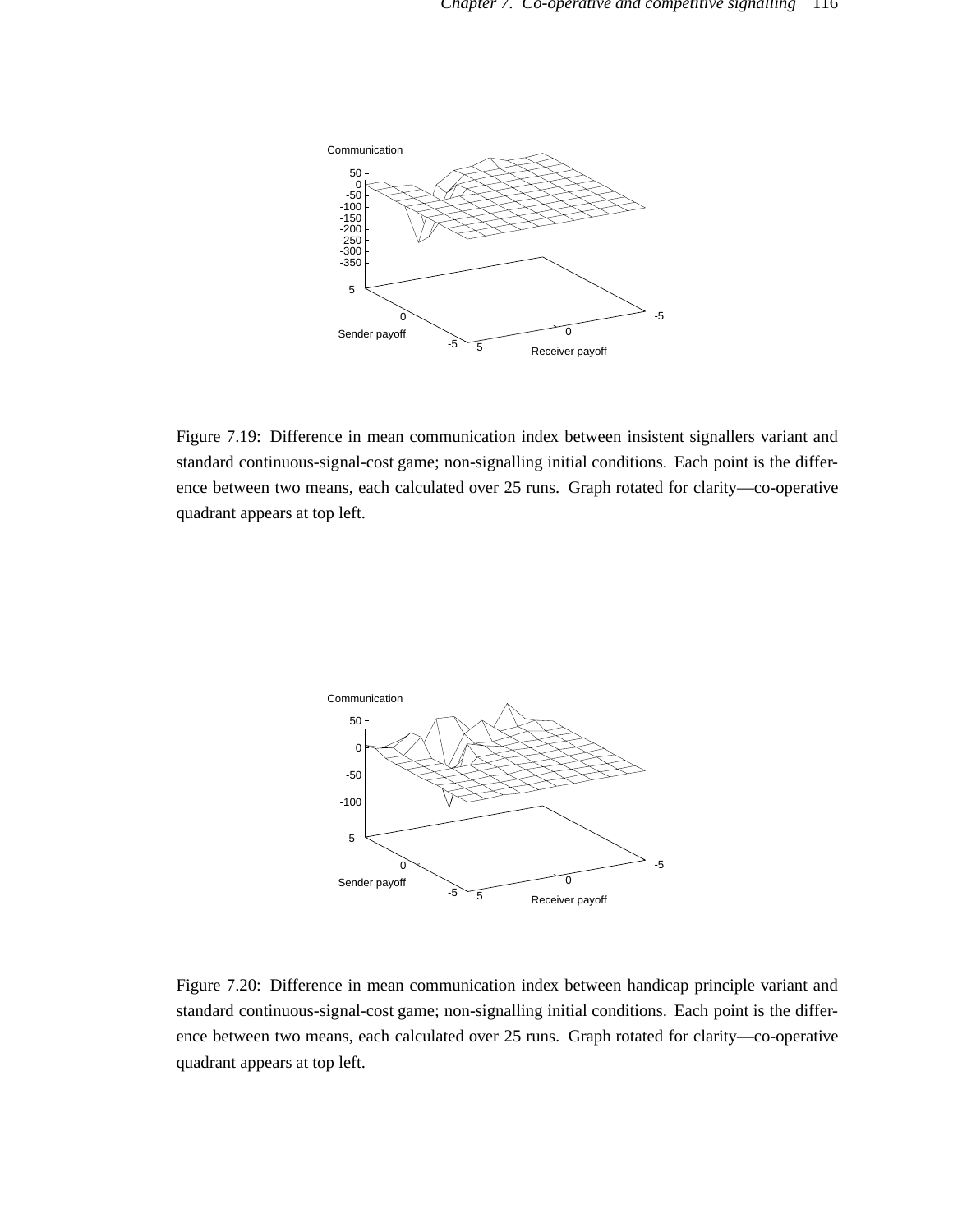Figure 7.19: Difference in mean communication index between insistent signallers variant and standard continuous-signal-cost game; non-signalling initial conditions. Each point is the difference between two means, each calculated over 25 runs. Graph rotated for clarity—co-operative quadrant appears at top left.

Figure 7.20: Difference in mean communication index between handicap principle variant and standard continuous-signal-cost game; non-signalling initial conditions. Each point is the difference between two means, each calculated over 25 runs. Graph rotated for clarity—co-operative quadrant appears at top left.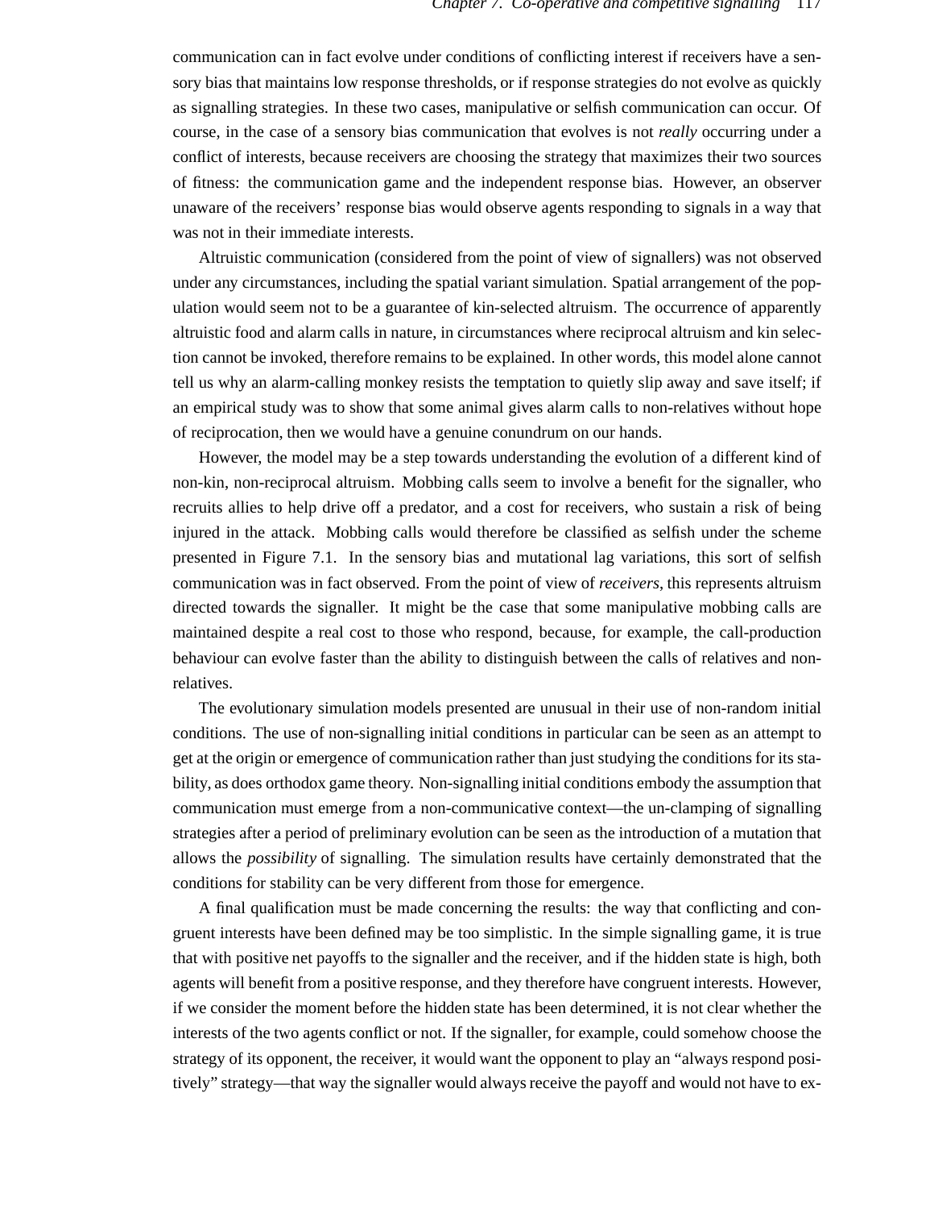communication can in fact evolve under conditions of conflicting interest if receivers have a sensory bias that maintains low response thresholds, or if response strategies do not evolve as quickly as signalling strategies. In these two cases, manipulative or selfish communication can occur. Of course, in the case of a sensory bias communication that evolves is not *really* occurring under a conflict of interests, because receivers are choosing the strategy that maximizes their two sources of fitness: the communication game and the independent response bias. However, an observer unaware of the receivers' response bias would observe agents responding to signals in a way that was not in their immediate interests.

Altruistic communication (considered from the point of view of signallers) was not observed under any circumstances, including the spatial variant simulation. Spatial arrangement of the population would seem not to be a guarantee of kin-selected altruism. The occurrence of apparently altruistic food and alarm calls in nature, in circumstances where reciprocal altruism and kin selection cannot be invoked, therefore remains to be explained. In other words, this model alone cannot tell us why an alarm-calling monkey resists the temptation to quietly slip away and save itself; if an empirical study was to show that some animal gives alarm calls to non-relatives without hope of reciprocation, then we would have a genuine conundrum on our hands.

However, the model may be a step towards understanding the evolution of a different kind of non-kin, non-reciprocal altruism. Mobbing calls seem to involve a benefit for the signaller, who recruits allies to help drive off a predator, and a cost for receivers, who sustain a risk of being injured in the attack. Mobbing calls would therefore be classified as selfish under the scheme presented in Figure 7.1. In the sensory bias and mutational lag variations, this sort of selfish communication was in fact observed. From the point of view of *receivers*, this represents altruism directed towards the signaller. It might be the case that some manipulative mobbing calls are maintained despite a real cost to those who respond, because, for example, the call-production behaviour can evolve faster than the ability to distinguish between the calls of relatives and non-relatives.

The evolutionary simulation models presented are unusual in their use of non-random initial conditions. The use of non-signalling initial conditions in particular can be seen as an attempt to get at the origin or emergence of communication rather than just studying the conditions for its stability, as does orthodox game theory. Non-signalling initial conditions embody the assumption that communication must emerge from a non-communicative context—the un-clamping of signalling strategies after a period of preliminary evolution can be seen as the introduction of a mutation that allows the *possibility* of signalling. The simulation results have certainly demonstrated that the conditions for stability can be very different from those for emergence.

A final qualification must be made concerning the results: the way that conflicting and congruent interests have been defined may be too simplistic. In the simple signalling game, it is true that with positive net payoffs to the signaller and the receiver, and if the hidden state is high, both agents will benefit from a positive response, and they therefore have congruent interests. However, if we consider the moment before the hidden state has been determined, it is not clear whether the interests of the two agents conflict or not. If the signaller, for example, could somehow choose the strategy of its opponent, the receiver, it would want the opponent to play an "always respond positively" strategy—that way the signaller would always receive the payoff and would not have to ex-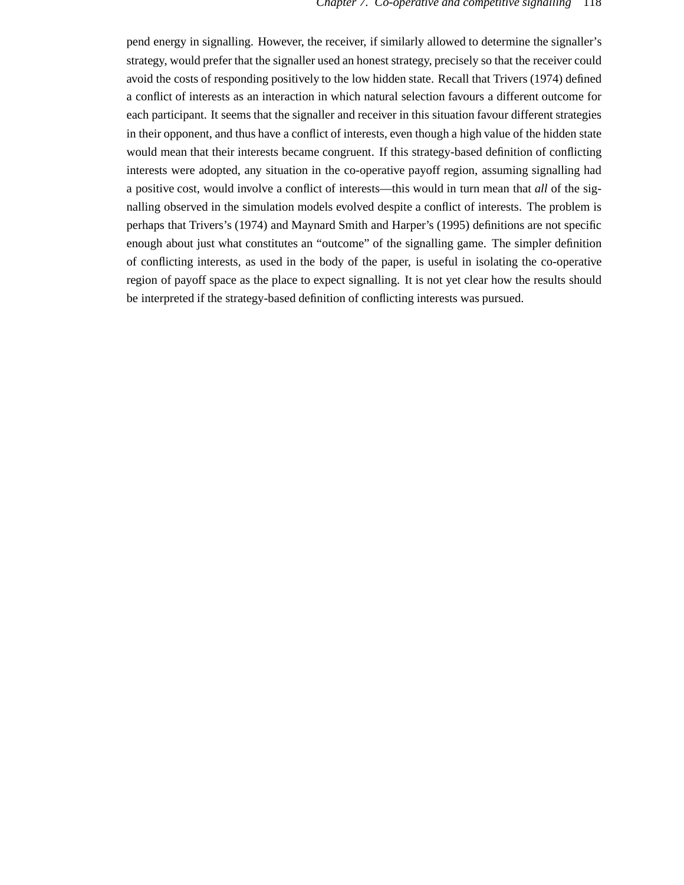pend energy in signalling. However, the receiver, if similarly allowed to determine the signaller's strategy, would prefer that the signaller used an honest strategy, precisely so that the receiver could avoid the costs of responding positively to the low hidden state. Recall that Trivers (1974) defined a conflict of interests as an interaction in which natural selection favours a different outcome for each participant. It seems that the signaller and receiver in this situation favour different strategies in their opponent, and thus have a conflict of interests, even though a high value of the hidden state would mean that their interests became congruent. If this strategy-based definition of conflicting interests were adopted, any situation in the co-operative payoff region, assuming signalling had a positive cost, would involve a conflict of interests—this would in turn mean that *all* of the signalling observed in the simulation models evolved despite a conflict of interests. The problem is perhaps that Trivers's (1974) and Maynard Smith and Harper's (1995) definitions are not specific enough about just what constitutes an "outcome" of the signalling game. The simpler definition of conflicting interests, as used in the body of the paper, is useful in isolating the co-operative region of payoff space as the place to expect signalling. It is not yet clear how the results should be interpreted if the strategy-based definition of conflicting interests was pursued.